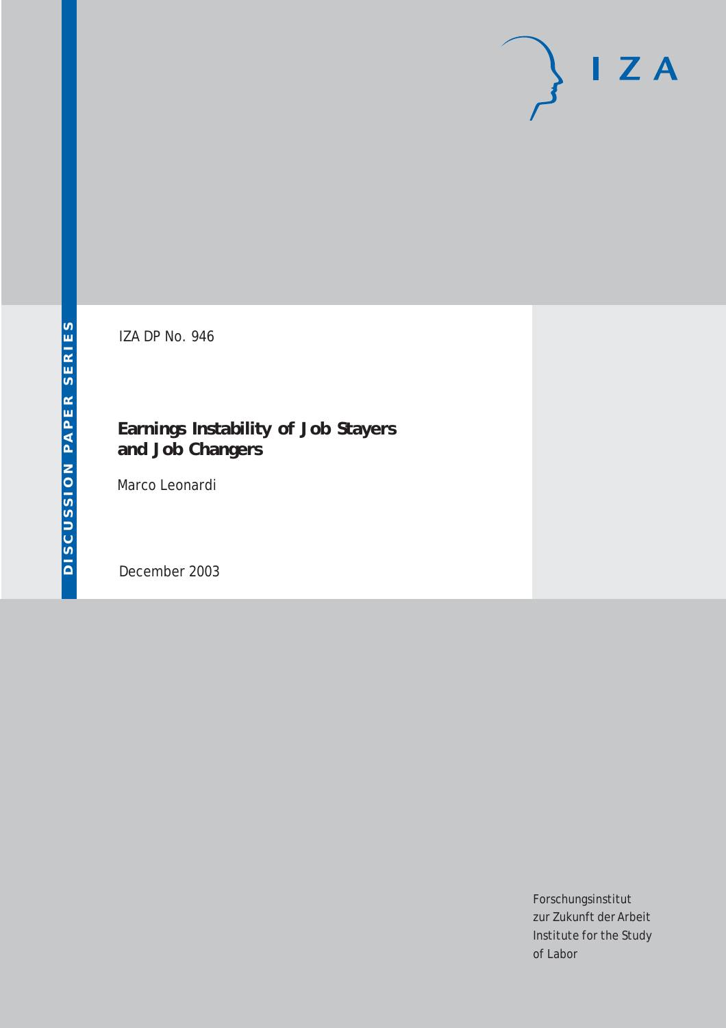IZA DP No. 946

# Earnings Instability of Job Stayers and Job Changers

Marco Leonardi

December 2003

DISCUSSION PAPER SERIES

IZA

Forschungsinstitut
zur Zukunft der Arbeit
Institute for the Study
of Labor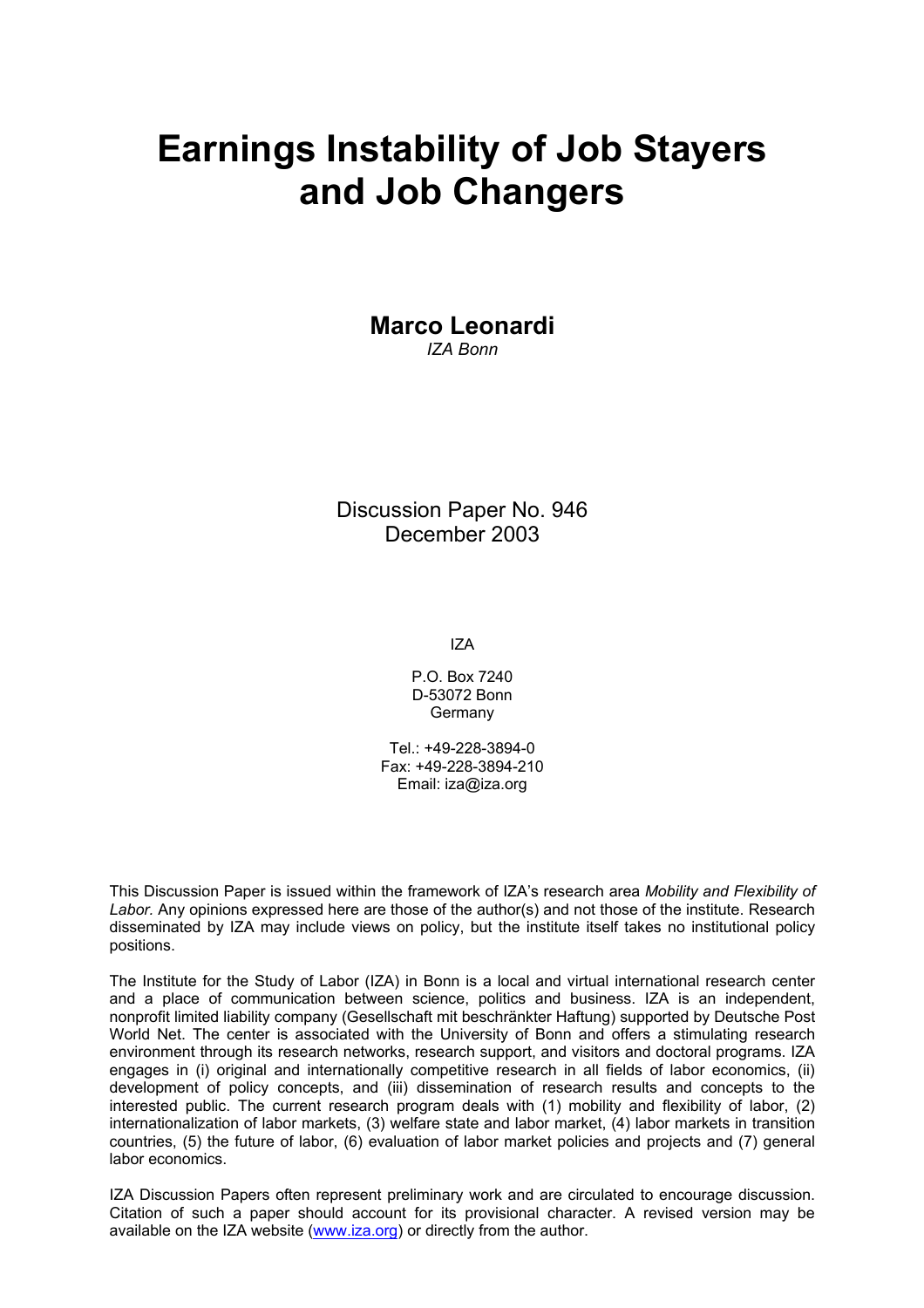# Earnings Instability of Job Stayers and Job Changers

**Marco Leonardi**
*IZA Bonn*

Discussion Paper No. 946
December 2003

IZA

P.O. Box 7240
D-53072 Bonn
Germany

Tel.: +49-228-3894-0
Fax: +49-228-3894-210
Email: iza@iza.org

This Discussion Paper is issued within the framework of IZA's research area *Mobility and Flexibility of Labor.* Any opinions expressed here are those of the author(s) and not those of the institute. Research disseminated by IZA may include views on policy, but the institute itself takes no institutional policy positions.

The Institute for the Study of Labor (IZA) in Bonn is a local and virtual international research center and a place of communication between science, politics and business. IZA is an independent, nonprofit limited liability company (Gesellschaft mit beschränkter Haftung) supported by Deutsche Post World Net. The center is associated with the University of Bonn and offers a stimulating research environment through its research networks, research support, and visitors and doctoral programs. IZA engages in (i) original and internationally competitive research in all fields of labor economics, (ii) development of policy concepts, and (iii) dissemination of research results and concepts to the interested public. The current research program deals with (1) mobility and flexibility of labor, (2) internationalization of labor markets, (3) welfare state and labor market, (4) labor markets in transition countries, (5) the future of labor, (6) evaluation of labor market policies and projects and (7) general labor economics.

IZA Discussion Papers often represent preliminary work and are circulated to encourage discussion. Citation of such a paper should account for its provisional character. A revised version may be available on the IZA website (www.iza.org) or directly from the author.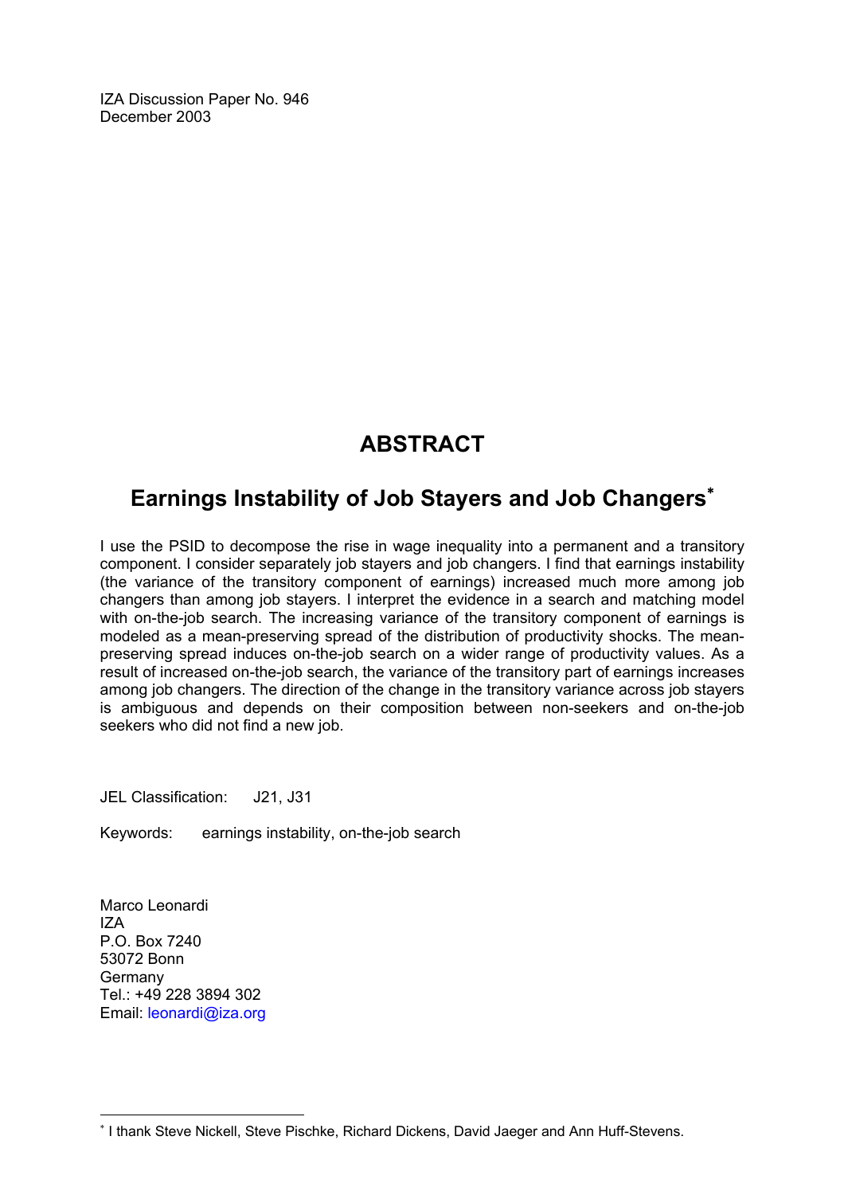IZA Discussion Paper No. 946
December 2003

# ABSTRACT

## Earnings Instability of Job Stayers and Job Changers*

I use the PSID to decompose the rise in wage inequality into a permanent and a transitory component. I consider separately job stayers and job changers. I find that earnings instability (the variance of the transitory component of earnings) increased much more among job changers than among job stayers. I interpret the evidence in a search and matching model with on-the-job search. The increasing variance of the transitory component of earnings is modeled as a mean-preserving spread of the distribution of productivity shocks. The mean-preserving spread induces on-the-job search on a wider range of productivity values. As a result of increased on-the-job search, the variance of the transitory part of earnings increases among job changers. The direction of the change in the transitory variance across job stayers is ambiguous and depends on their composition between non-seekers and on-the-job seekers who did not find a new job.

JEL Classification: J21, J31

Keywords: earnings instability, on-the-job search

Marco Leonardi
IZA
P.O. Box 7240
53072 Bonn
Germany
Tel.: +49 228 3894 302
Email: leonardi@iza.org

* I thank Steve Nickell, Steve Pischke, Richard Dickens, David Jaeger and Ann Huff-Stevens.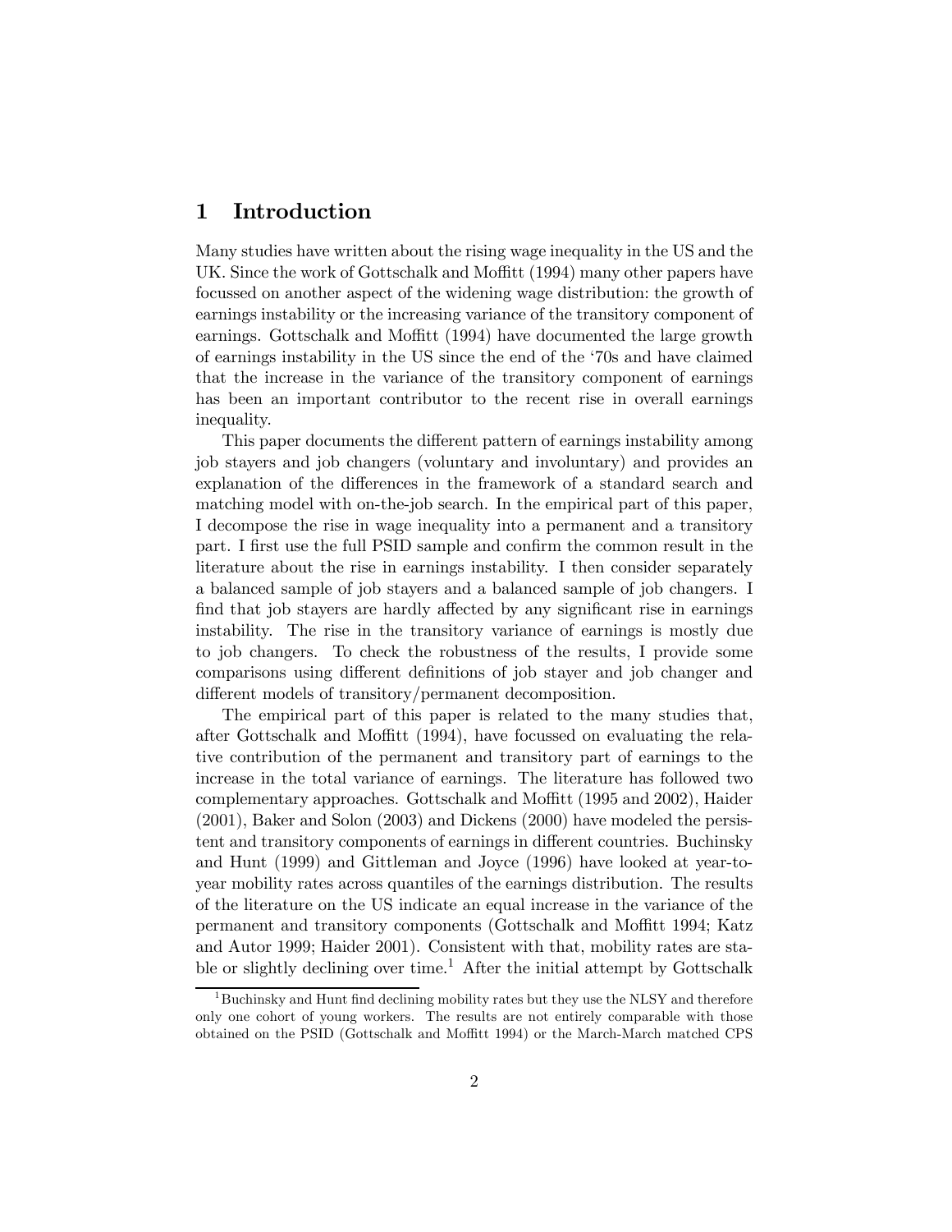# 1 Introduction

Many studies have written about the rising wage inequality in the US and the UK. Since the work of Gottschalk and Moffitt (1994) many other papers have focussed on another aspect of the widening wage distribution: the growth of earnings instability or the increasing variance of the transitory component of earnings. Gottschalk and Moffitt (1994) have documented the large growth of earnings instability in the US since the end of the '70s and have claimed that the increase in the variance of the transitory component of earnings has been an important contributor to the recent rise in overall earnings inequality.

This paper documents the different pattern of earnings instability among job stayers and job changers (voluntary and involuntary) and provides an explanation of the differences in the framework of a standard search and matching model with on-the-job search. In the empirical part of this paper, I decompose the rise in wage inequality into a permanent and a transitory part. I first use the full PSID sample and confirm the common result in the literature about the rise in earnings instability. I then consider separately a balanced sample of job stayers and a balanced sample of job changers. I find that job stayers are hardly affected by any significant rise in earnings instability. The rise in the transitory variance of earnings is mostly due to job changers. To check the robustness of the results, I provide some comparisons using different definitions of job stayer and job changer and different models of transitory/permanent decomposition.

The empirical part of this paper is related to the many studies that, after Gottschalk and Moffitt (1994), have focussed on evaluating the relative contribution of the permanent and transitory part of earnings to the increase in the total variance of earnings. The literature has followed two complementary approaches. Gottschalk and Moffitt (1995 and 2002), Haider (2001), Baker and Solon (2003) and Dickens (2000) have modeled the persistent and transitory components of earnings in different countries. Buchinsky and Hunt (1999) and Gittleman and Joyce (1996) have looked at year-to-year mobility rates across quantiles of the earnings distribution. The results of the literature on the US indicate an equal increase in the variance of the permanent and transitory components (Gottschalk and Moffitt 1994; Katz and Autor 1999; Haider 2001). Consistent with that, mobility rates are stable or slightly declining over time.[1] After the initial attempt by Gottschalk

[1] Buchinsky and Hunt find declining mobility rates but they use the NLSY and therefore only one cohort of young workers. The results are not entirely comparable with those obtained on the PSID (Gottschalk and Moffitt 1994) or the March-March matched CPS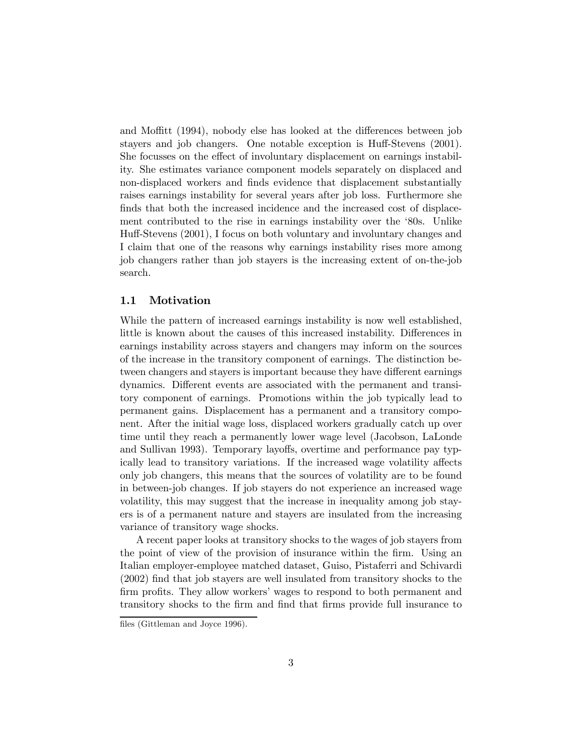and Moffitt (1994), nobody else has looked at the differences between job stayers and job changers. One notable exception is Huff-Stevens (2001). She focusses on the effect of involuntary displacement on earnings instability. She estimates variance component models separately on displaced and non-displaced workers and finds evidence that displacement substantially raises earnings instability for several years after job loss. Furthermore she finds that both the increased incidence and the increased cost of displacement contributed to the rise in earnings instability over the '80s. Unlike Huff-Stevens (2001), I focus on both voluntary and involuntary changes and I claim that one of the reasons why earnings instability rises more among job changers rather than job stayers is the increasing extent of on-the-job search.

### 1.1 Motivation

While the pattern of increased earnings instability is now well established, little is known about the causes of this increased instability. Differences in earnings instability across stayers and changers may inform on the sources of the increase in the transitory component of earnings. The distinction between changers and stayers is important because they have different earnings dynamics. Different events are associated with the permanent and transitory component of earnings. Promotions within the job typically lead to permanent gains. Displacement has a permanent and a transitory component. After the initial wage loss, displaced workers gradually catch up over time until they reach a permanently lower wage level (Jacobson, LaLonde and Sullivan 1993). Temporary layoffs, overtime and performance pay typically lead to transitory variations. If the increased wage volatility affects only job changers, this means that the sources of volatility are to be found in between-job changes. If job stayers do not experience an increased wage volatility, this may suggest that the increase in inequality among job stayers is of a permanent nature and stayers are insulated from the increasing variance of transitory wage shocks.

A recent paper looks at transitory shocks to the wages of job stayers from the point of view of the provision of insurance within the firm. Using an Italian employer-employee matched dataset, Guiso, Pistaferri and Schivardi (2002) find that job stayers are well insulated from transitory shocks to the firm profits. They allow workers' wages to respond to both permanent and transitory shocks to the firm and find that firms provide full insurance to

files (Gittleman and Joyce 1996).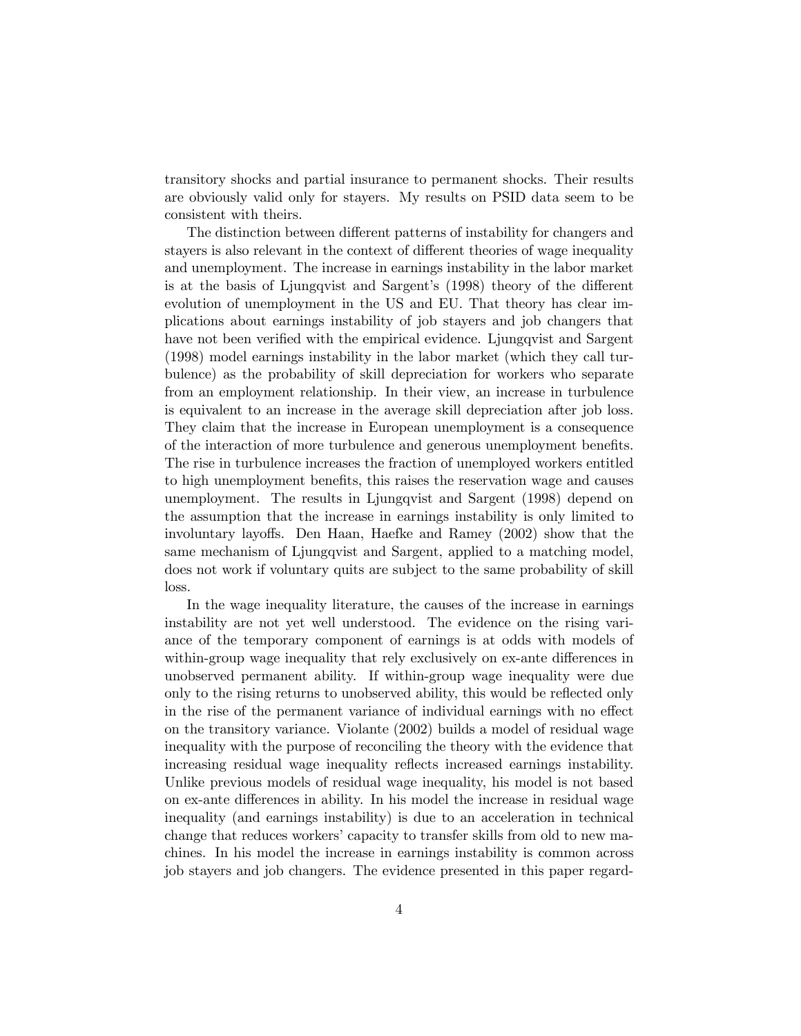transitory shocks and partial insurance to permanent shocks. Their results are obviously valid only for stayers. My results on PSID data seem to be consistent with theirs.

The distinction between different patterns of instability for changers and stayers is also relevant in the context of different theories of wage inequality and unemployment. The increase in earnings instability in the labor market is at the basis of Ljungqvist and Sargent's (1998) theory of the different evolution of unemployment in the US and EU. That theory has clear implications about earnings instability of job stayers and job changers that have not been verified with the empirical evidence. Ljungqvist and Sargent (1998) model earnings instability in the labor market (which they call turbulence) as the probability of skill depreciation for workers who separate from an employment relationship. In their view, an increase in turbulence is equivalent to an increase in the average skill depreciation after job loss. They claim that the increase in European unemployment is a consequence of the interaction of more turbulence and generous unemployment benefits. The rise in turbulence increases the fraction of unemployed workers entitled to high unemployment benefits, this raises the reservation wage and causes unemployment. The results in Ljungqvist and Sargent (1998) depend on the assumption that the increase in earnings instability is only limited to involuntary layoffs. Den Haan, Haefke and Ramey (2002) show that the same mechanism of Ljungqvist and Sargent, applied to a matching model, does not work if voluntary quits are subject to the same probability of skill loss.

In the wage inequality literature, the causes of the increase in earnings instability are not yet well understood. The evidence on the rising variance of the temporary component of earnings is at odds with models of within-group wage inequality that rely exclusively on ex-ante differences in unobserved permanent ability. If within-group wage inequality were due only to the rising returns to unobserved ability, this would be reflected only in the rise of the permanent variance of individual earnings with no effect on the transitory variance. Violante (2002) builds a model of residual wage inequality with the purpose of reconciling the theory with the evidence that increasing residual wage inequality reflects increased earnings instability. Unlike previous models of residual wage inequality, his model is not based on ex-ante differences in ability. In his model the increase in residual wage inequality (and earnings instability) is due to an acceleration in technical change that reduces workers' capacity to transfer skills from old to new machines. In his model the increase in earnings instability is common across job stayers and job changers. The evidence presented in this paper regard-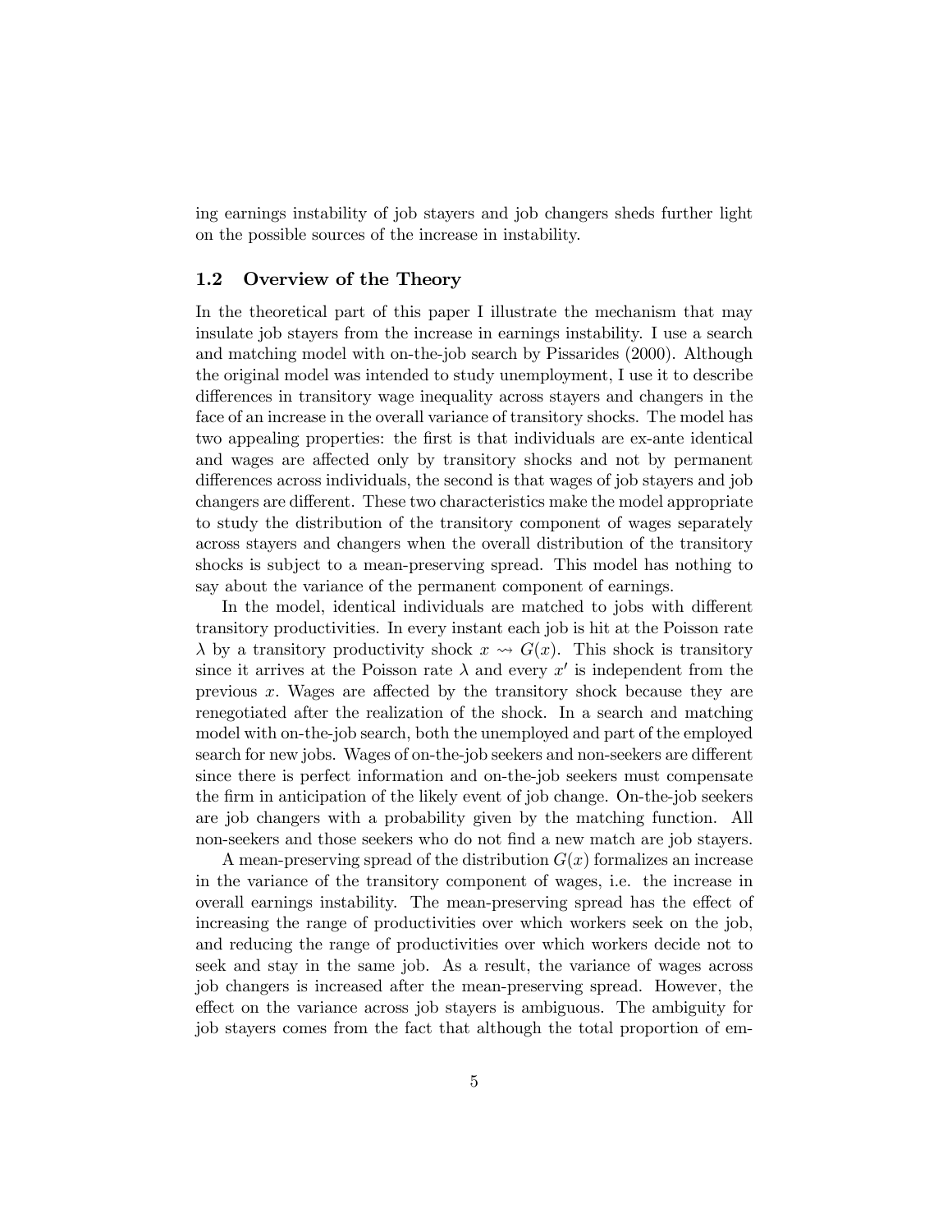ing earnings instability of job stayers and job changers sheds further light on the possible sources of the increase in instability.

### 1.2 Overview of the Theory

In the theoretical part of this paper I illustrate the mechanism that may insulate job stayers from the increase in earnings instability. I use a search and matching model with on-the-job search by Pissarides (2000). Although the original model was intended to study unemployment, I use it to describe differences in transitory wage inequality across stayers and changers in the face of an increase in the overall variance of transitory shocks. The model has two appealing properties: the first is that individuals are ex-ante identical and wages are affected only by transitory shocks and not by permanent differences across individuals, the second is that wages of job stayers and job changers are different. These two characteristics make the model appropriate to study the distribution of the transitory component of wages separately across stayers and changers when the overall distribution of the transitory shocks is subject to a mean-preserving spread. This model has nothing to say about the variance of the permanent component of earnings.

In the model, identical individuals are matched to jobs with different transitory productivities. In every instant each job is hit at the Poisson rate $\lambda$ by a transitory productivity shock $x \rightsquigarrow G(x)$. This shock is transitory since it arrives at the Poisson rate $\lambda$ and every $x'$ is independent from the previous $x$. Wages are affected by the transitory shock because they are renegotiated after the realization of the shock. In a search and matching model with on-the-job search, both the unemployed and part of the employed search for new jobs. Wages of on-the-job seekers and non-seekers are different since there is perfect information and on-the-job seekers must compensate the firm in anticipation of the likely event of job change. On-the-job seekers are job changers with a probability given by the matching function. All non-seekers and those seekers who do not find a new match are job stayers.

A mean-preserving spread of the distribution $G(x)$ formalizes an increase in the variance of the transitory component of wages, i.e. the increase in overall earnings instability. The mean-preserving spread has the effect of increasing the range of productivities over which workers seek on the job, and reducing the range of productivities over which workers decide not to seek and stay in the same job. As a result, the variance of wages across job changers is increased after the mean-preserving spread. However, the effect on the variance across job stayers is ambiguous. The ambiguity for job stayers comes from the fact that although the total proportion of em-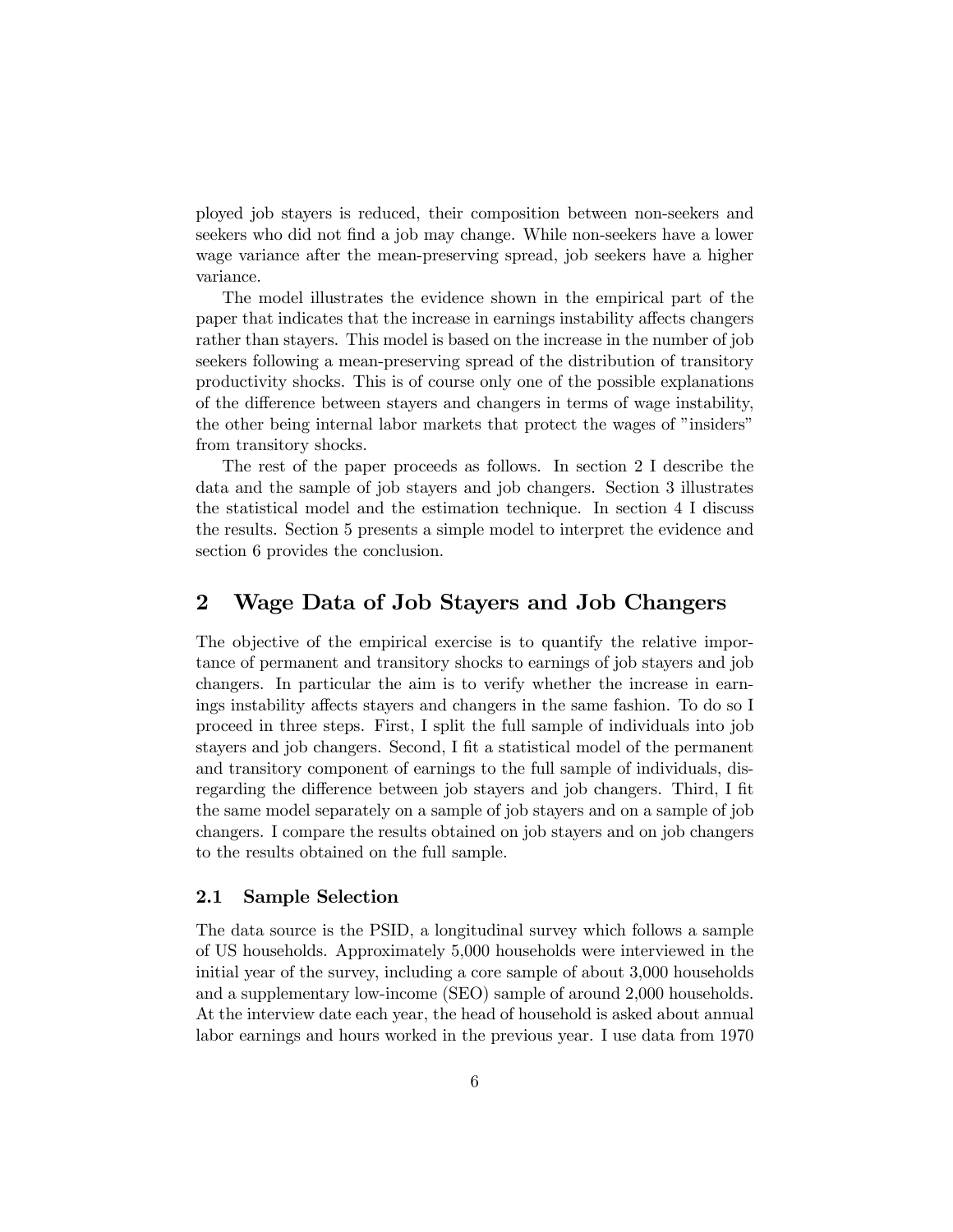ployed job stayers is reduced, their composition between non-seekers and seekers who did not find a job may change. While non-seekers have a lower wage variance after the mean-preserving spread, job seekers have a higher variance.

The model illustrates the evidence shown in the empirical part of the paper that indicates that the increase in earnings instability affects changers rather than stayers. This model is based on the increase in the number of job seekers following a mean-preserving spread of the distribution of transitory productivity shocks. This is of course only one of the possible explanations of the difference between stayers and changers in terms of wage instability, the other being internal labor markets that protect the wages of "insiders" from transitory shocks.

The rest of the paper proceeds as follows. In section 2 I describe the data and the sample of job stayers and job changers. Section 3 illustrates the statistical model and the estimation technique. In section 4 I discuss the results. Section 5 presents a simple model to interpret the evidence and section 6 provides the conclusion.

## 2 Wage Data of Job Stayers and Job Changers

The objective of the empirical exercise is to quantify the relative importance of permanent and transitory shocks to earnings of job stayers and job changers. In particular the aim is to verify whether the increase in earnings instability affects stayers and changers in the same fashion. To do so I proceed in three steps. First, I split the full sample of individuals into job stayers and job changers. Second, I fit a statistical model of the permanent and transitory component of earnings to the full sample of individuals, disregarding the difference between job stayers and job changers. Third, I fit the same model separately on a sample of job stayers and on a sample of job changers. I compare the results obtained on job stayers and on job changers to the results obtained on the full sample.

### 2.1 Sample Selection

The data source is the PSID, a longitudinal survey which follows a sample of US households. Approximately 5,000 households were interviewed in the initial year of the survey, including a core sample of about 3,000 households and a supplementary low-income (SEO) sample of around 2,000 households. At the interview date each year, the head of household is asked about annual labor earnings and hours worked in the previous year. I use data from 1970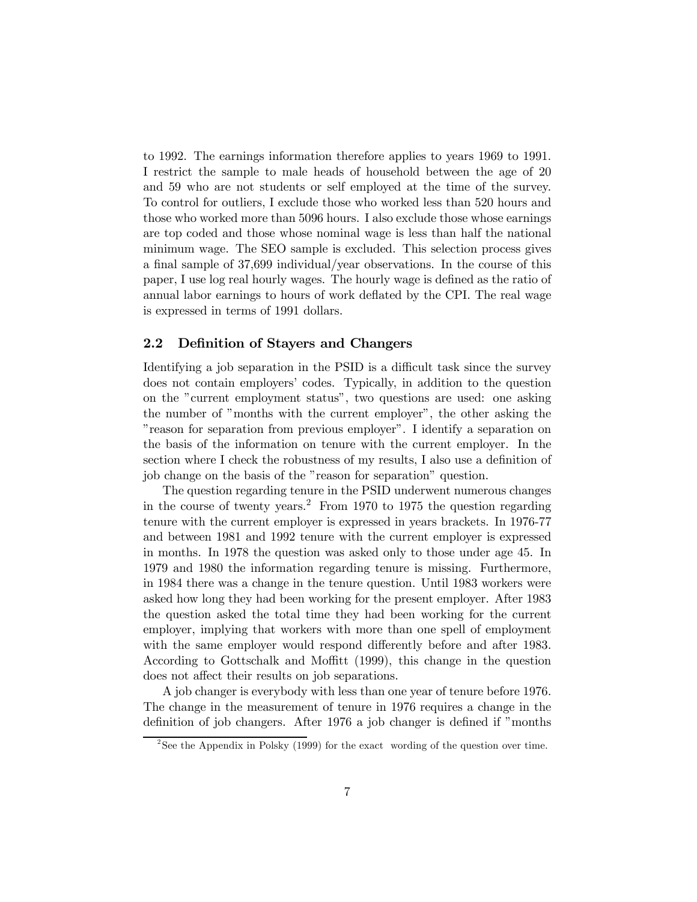to 1992. The earnings information therefore applies to years 1969 to 1991. I restrict the sample to male heads of household between the age of 20 and 59 who are not students or self employed at the time of the survey. To control for outliers, I exclude those who worked less than 520 hours and those who worked more than 5096 hours. I also exclude those whose earnings are top coded and those whose nominal wage is less than half the national minimum wage. The SEO sample is excluded. This selection process gives a final sample of 37,699 individual/year observations. In the course of this paper, I use log real hourly wages. The hourly wage is defined as the ratio of annual labor earnings to hours of work deflated by the CPI. The real wage is expressed in terms of 1991 dollars.

## 2.2 Definition of Stayers and Changers

Identifying a job separation in the PSID is a difficult task since the survey does not contain employers' codes. Typically, in addition to the question on the "current employment status", two questions are used: one asking the number of "months with the current employer", the other asking the "reason for separation from previous employer". I identify a separation on the basis of the information on tenure with the current employer. In the section where I check the robustness of my results, I also use a definition of job change on the basis of the "reason for separation" question.

The question regarding tenure in the PSID underwent numerous changes in the course of twenty years.[2] From 1970 to 1975 the question regarding tenure with the current employer is expressed in years brackets. In 1976-77 and between 1981 and 1992 tenure with the current employer is expressed in months. In 1978 the question was asked only to those under age 45. In 1979 and 1980 the information regarding tenure is missing. Furthermore, in 1984 there was a change in the tenure question. Until 1983 workers were asked how long they had been working for the present employer. After 1983 the question asked the total time they had been working for the current employer, implying that workers with more than one spell of employment with the same employer would respond differently before and after 1983. According to Gottschalk and Moffitt (1999), this change in the question does not affect their results on job separations.

A job changer is everybody with less than one year of tenure before 1976. The change in the measurement of tenure in 1976 requires a change in the definition of job changers. After 1976 a job changer is defined if "months

[2] See the Appendix in Polsky (1999) for the exact wording of the question over time.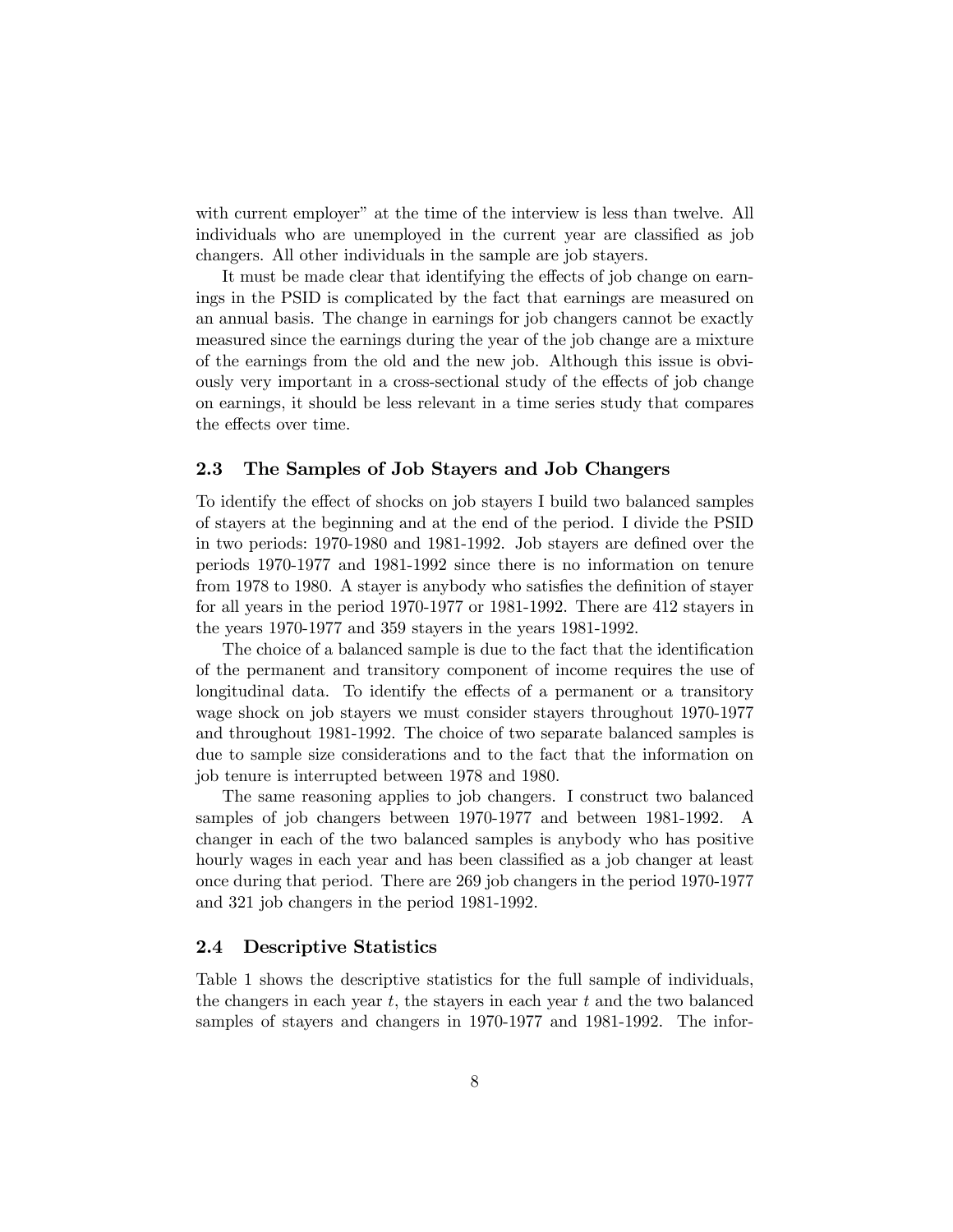with current employer" at the time of the interview is less than twelve. All individuals who are unemployed in the current year are classified as job changers. All other individuals in the sample are job stayers.

It must be made clear that identifying the effects of job change on earnings in the PSID is complicated by the fact that earnings are measured on an annual basis. The change in earnings for job changers cannot be exactly measured since the earnings during the year of the job change are a mixture of the earnings from the old and the new job. Although this issue is obviously very important in a cross-sectional study of the effects of job change on earnings, it should be less relevant in a time series study that compares the effects over time.

### 2.3 The Samples of Job Stayers and Job Changers

To identify the effect of shocks on job stayers I build two balanced samples of stayers at the beginning and at the end of the period. I divide the PSID in two periods: 1970-1980 and 1981-1992. Job stayers are defined over the periods 1970-1977 and 1981-1992 since there is no information on tenure from 1978 to 1980. A stayer is anybody who satisfies the definition of stayer for all years in the period 1970-1977 or 1981-1992. There are 412 stayers in the years 1970-1977 and 359 stayers in the years 1981-1992.

The choice of a balanced sample is due to the fact that the identification of the permanent and transitory component of income requires the use of longitudinal data. To identify the effects of a permanent or a transitory wage shock on job stayers we must consider stayers throughout 1970-1977 and throughout 1981-1992. The choice of two separate balanced samples is due to sample size considerations and to the fact that the information on job tenure is interrupted between 1978 and 1980.

The same reasoning applies to job changers. I construct two balanced samples of job changers between 1970-1977 and between 1981-1992. A changer in each of the two balanced samples is anybody who has positive hourly wages in each year and has been classified as a job changer at least once during that period. There are 269 job changers in the period 1970-1977 and 321 job changers in the period 1981-1992.

### 2.4 Descriptive Statistics

Table 1 shows the descriptive statistics for the full sample of individuals, the changers in each year $t$, the stayers in each year $t$ and the two balanced samples of stayers and changers in 1970-1977 and 1981-1992. The infor-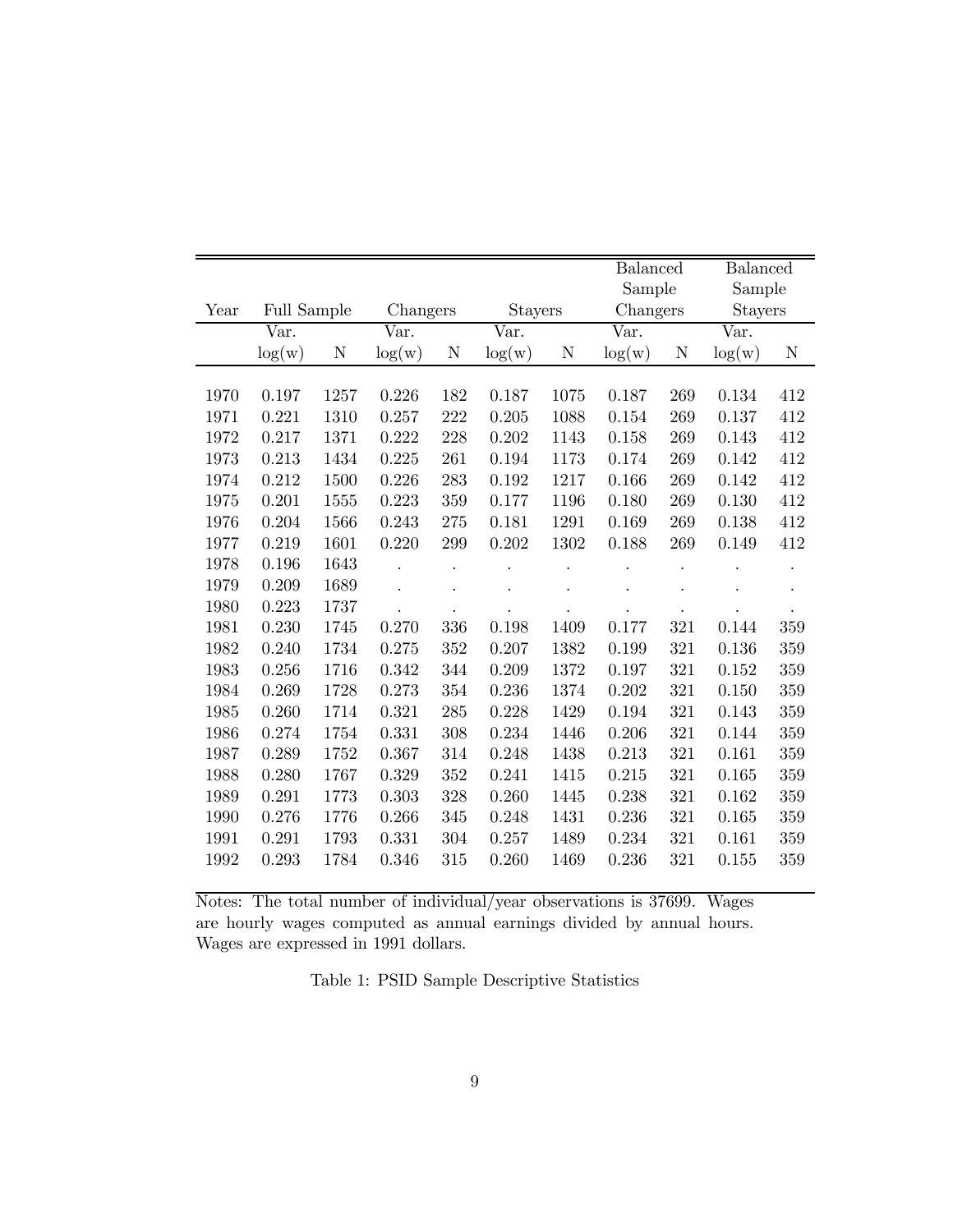| Year | Full Sample | | Changers | | Stayers | | Balanced Sample Changers | | Balanced Sample Stayers | |
|---|---|---|---|---|---|---|---|---|---|---|
| | Var. log(w) | N | Var. log(w) | N | Var. log(w) | N | Var. log(w) | N | Var. log(w) | N |
| 1970 | 0.197 | 1257 | 0.226 | 182 | 0.187 | 1075 | 0.187 | 269 | 0.134 | 412 |
| 1971 | 0.221 | 1310 | 0.257 | 222 | 0.205 | 1088 | 0.154 | 269 | 0.137 | 412 |
| 1972 | 0.217 | 1371 | 0.222 | 228 | 0.202 | 1143 | 0.158 | 269 | 0.143 | 412 |
| 1973 | 0.213 | 1434 | 0.225 | 261 | 0.194 | 1173 | 0.174 | 269 | 0.142 | 412 |
| 1974 | 0.212 | 1500 | 0.226 | 283 | 0.192 | 1217 | 0.166 | 269 | 0.142 | 412 |
| 1975 | 0.201 | 1555 | 0.223 | 359 | 0.177 | 1196 | 0.180 | 269 | 0.130 | 412 |
| 1976 | 0.204 | 1566 | 0.243 | 275 | 0.181 | 1291 | 0.169 | 269 | 0.138 | 412 |
| 1977 | 0.219 | 1601 | 0.220 | 299 | 0.202 | 1302 | 0.188 | 269 | 0.149 | 412 |
| 1978 | 0.196 | 1643 | . | . | . | . | . | . | . | . |
| 1979 | 0.209 | 1689 | . | . | . | . | . | . | . | . |
| 1980 | 0.223 | 1737 | . | . | . | . | . | . | . | . |
| 1981 | 0.230 | 1745 | 0.270 | 336 | 0.198 | 1409 | 0.177 | 321 | 0.144 | 359 |
| 1982 | 0.240 | 1734 | 0.275 | 352 | 0.207 | 1382 | 0.199 | 321 | 0.136 | 359 |
| 1983 | 0.256 | 1716 | 0.342 | 344 | 0.209 | 1372 | 0.197 | 321 | 0.152 | 359 |
| 1984 | 0.269 | 1728 | 0.273 | 354 | 0.236 | 1374 | 0.202 | 321 | 0.150 | 359 |
| 1985 | 0.260 | 1714 | 0.321 | 285 | 0.228 | 1429 | 0.194 | 321 | 0.143 | 359 |
| 1986 | 0.274 | 1754 | 0.331 | 308 | 0.234 | 1446 | 0.206 | 321 | 0.144 | 359 |
| 1987 | 0.289 | 1752 | 0.367 | 314 | 0.248 | 1438 | 0.213 | 321 | 0.161 | 359 |
| 1988 | 0.280 | 1767 | 0.329 | 352 | 0.241 | 1415 | 0.215 | 321 | 0.165 | 359 |
| 1989 | 0.291 | 1773 | 0.303 | 328 | 0.260 | 1445 | 0.238 | 321 | 0.162 | 359 |
| 1990 | 0.276 | 1776 | 0.266 | 345 | 0.248 | 1431 | 0.236 | 321 | 0.165 | 359 |
| 1991 | 0.291 | 1793 | 0.331 | 304 | 0.257 | 1489 | 0.234 | 321 | 0.161 | 359 |
| 1992 | 0.293 | 1784 | 0.346 | 315 | 0.260 | 1469 | 0.236 | 321 | 0.155 | 359 |

Notes: The total number of individual/year observations is 37699. Wages are hourly wages computed as annual earnings divided by annual hours. Wages are expressed in 1991 dollars.

Table 1: PSID Sample Descriptive Statistics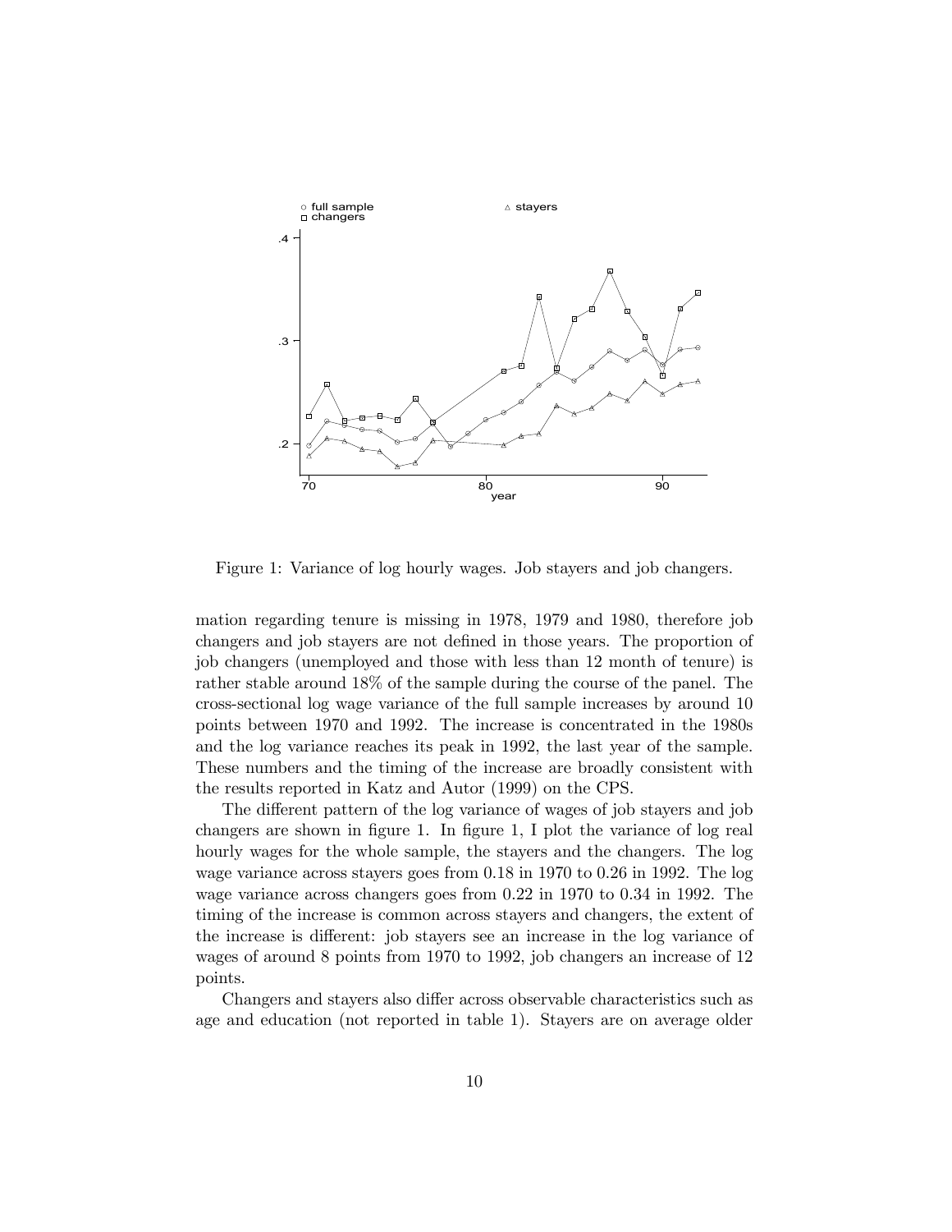Figure 1: Variance of log hourly wages. Job stayers and job changers.

mation regarding tenure is missing in 1978, 1979 and 1980, therefore job changers and job stayers are not defined in those years. The proportion of job changers (unemployed and those with less than 12 month of tenure) is rather stable around 18% of the sample during the course of the panel. The cross-sectional log wage variance of the full sample increases by around 10 points between 1970 and 1992. The increase is concentrated in the 1980s and the log variance reaches its peak in 1992, the last year of the sample. These numbers and the timing of the increase are broadly consistent with the results reported in Katz and Autor (1999) on the CPS.

The different pattern of the log variance of wages of job stayers and job changers are shown in figure 1. In figure 1, I plot the variance of log real hourly wages for the whole sample, the stayers and the changers. The log wage variance across stayers goes from 0.18 in 1970 to 0.26 in 1992. The log wage variance across changers goes from 0.22 in 1970 to 0.34 in 1992. The timing of the increase is common across stayers and changers, the extent of the increase is different: job stayers see an increase in the log variance of wages of around 8 points from 1970 to 1992, job changers an increase of 12 points.

Changers and stayers also differ across observable characteristics such as age and education (not reported in table 1). Stayers are on average older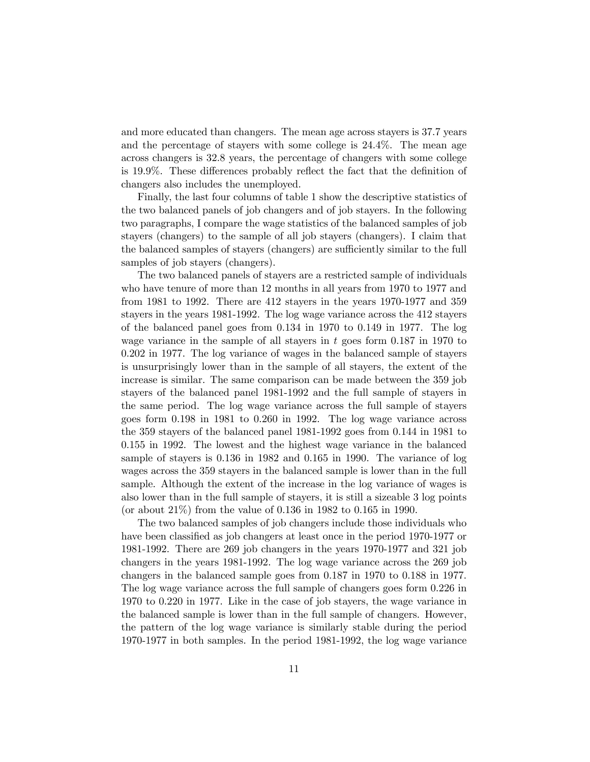and more educated than changers. The mean age across stayers is 37.7 years and the percentage of stayers with some college is 24.4%. The mean age across changers is 32.8 years, the percentage of changers with some college is 19.9%. These differences probably reflect the fact that the definition of changers also includes the unemployed.

Finally, the last four columns of table 1 show the descriptive statistics of the two balanced panels of job changers and of job stayers. In the following two paragraphs, I compare the wage statistics of the balanced samples of job stayers (changers) to the sample of all job stayers (changers). I claim that the balanced samples of stayers (changers) are sufficiently similar to the full samples of job stayers (changers).

The two balanced panels of stayers are a restricted sample of individuals who have tenure of more than 12 months in all years from 1970 to 1977 and from 1981 to 1992. There are 412 stayers in the years 1970-1977 and 359 stayers in the years 1981-1992. The log wage variance across the 412 stayers of the balanced panel goes from 0.134 in 1970 to 0.149 in 1977. The log wage variance in the sample of all stayers in $t$ goes form 0.187 in 1970 to 0.202 in 1977. The log variance of wages in the balanced sample of stayers is unsurprisingly lower than in the sample of all stayers, the extent of the increase is similar. The same comparison can be made between the 359 job stayers of the balanced panel 1981-1992 and the full sample of stayers in the same period. The log wage variance across the full sample of stayers goes form 0.198 in 1981 to 0.260 in 1992. The log wage variance across the 359 stayers of the balanced panel 1981-1992 goes from 0.144 in 1981 to 0.155 in 1992. The lowest and the highest wage variance in the balanced sample of stayers is 0.136 in 1982 and 0.165 in 1990. The variance of log wages across the 359 stayers in the balanced sample is lower than in the full sample. Although the extent of the increase in the log variance of wages is also lower than in the full sample of stayers, it is still a sizeable 3 log points (or about 21%) from the value of 0.136 in 1982 to 0.165 in 1990.

The two balanced samples of job changers include those individuals who have been classified as job changers at least once in the period 1970-1977 or 1981-1992. There are 269 job changers in the years 1970-1977 and 321 job changers in the years 1981-1992. The log wage variance across the 269 job changers in the balanced sample goes from 0.187 in 1970 to 0.188 in 1977. The log wage variance across the full sample of changers goes form 0.226 in 1970 to 0.220 in 1977. Like in the case of job stayers, the wage variance in the balanced sample is lower than in the full sample of changers. However, the pattern of the log wage variance is similarly stable during the period 1970-1977 in both samples. In the period 1981-1992, the log wage variance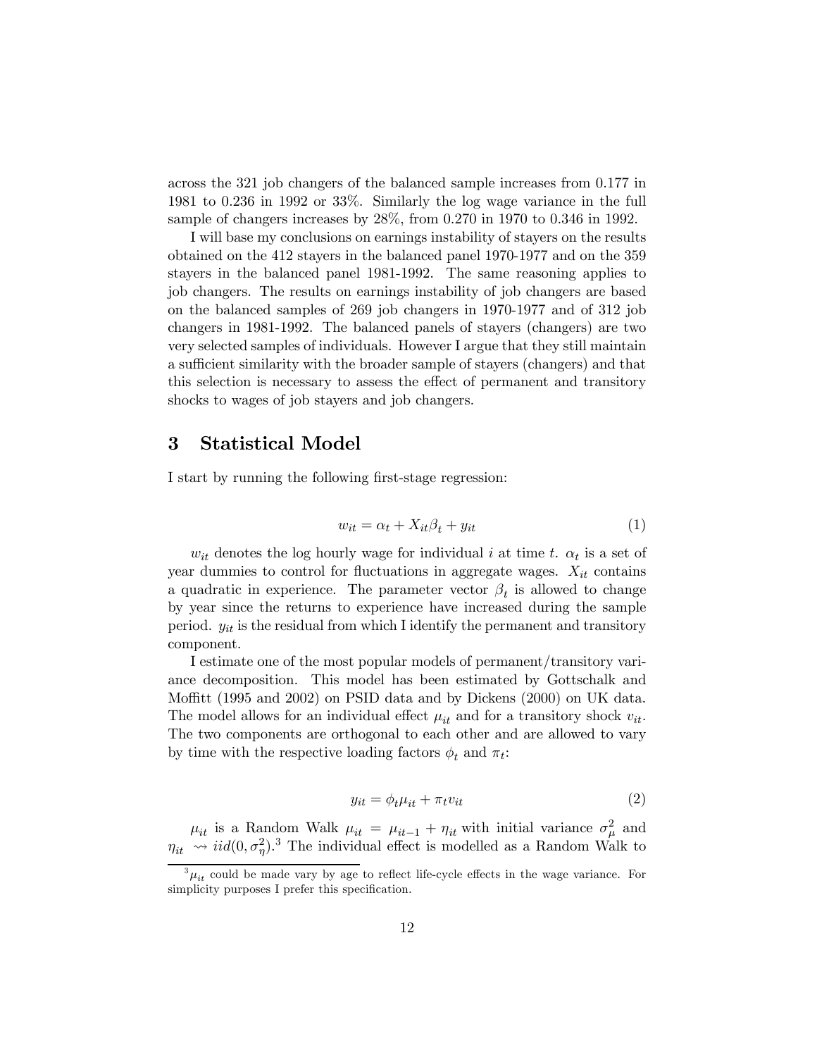across the 321 job changers of the balanced sample increases from 0.177 in 1981 to 0.236 in 1992 or 33%. Similarly the log wage variance in the full sample of changers increases by 28%, from 0.270 in 1970 to 0.346 in 1992.

I will base my conclusions on earnings instability of stayers on the results obtained on the 412 stayers in the balanced panel 1970-1977 and on the 359 stayers in the balanced panel 1981-1992. The same reasoning applies to job changers. The results on earnings instability of job changers are based on the balanced samples of 269 job changers in 1970-1977 and of 312 job changers in 1981-1992. The balanced panels of stayers (changers) are two very selected samples of individuals. However I argue that they still maintain a sufficient similarity with the broader sample of stayers (changers) and that this selection is necessary to assess the effect of permanent and transitory shocks to wages of job stayers and job changers.

# 3 Statistical Model

I start by running the following first-stage regression:

$$w_{it} = \alpha_t + X_{it}\beta_t + y_{it} \tag{1}$$

$w_{it}$ denotes the log hourly wage for individual $i$ at time $t$. $\alpha_t$ is a set of year dummies to control for fluctuations in aggregate wages. $X_{it}$ contains a quadratic in experience. The parameter vector $\beta_t$ is allowed to change by year since the returns to experience have increased during the sample period. $y_{it}$ is the residual from which I identify the permanent and transitory component.

I estimate one of the most popular models of permanent/transitory variance decomposition. This model has been estimated by Gottschalk and Moffitt (1995 and 2002) on PSID data and by Dickens (2000) on UK data. The model allows for an individual effect $\mu_{it}$ and for a transitory shock $v_{it}$. The two components are orthogonal to each other and are allowed to vary by time with the respective loading factors $\phi_t$ and $\pi_t$:

$$y_{it} = \phi_t \mu_{it} + \pi_t v_{it} \tag{2}$$

$\mu_{it}$ is a Random Walk $\mu_{it} = \mu_{it-1} + \eta_{it}$ with initial variance $\sigma_\mu^2$ and $\eta_{it} \rightsquigarrow iid(0, \sigma_\eta^2)$.[3] The individual effect is modelled as a Random Walk to

[3] $\mu_{it}$ could be made vary by age to reflect life-cycle effects in the wage variance. For simplicity purposes I prefer this specification.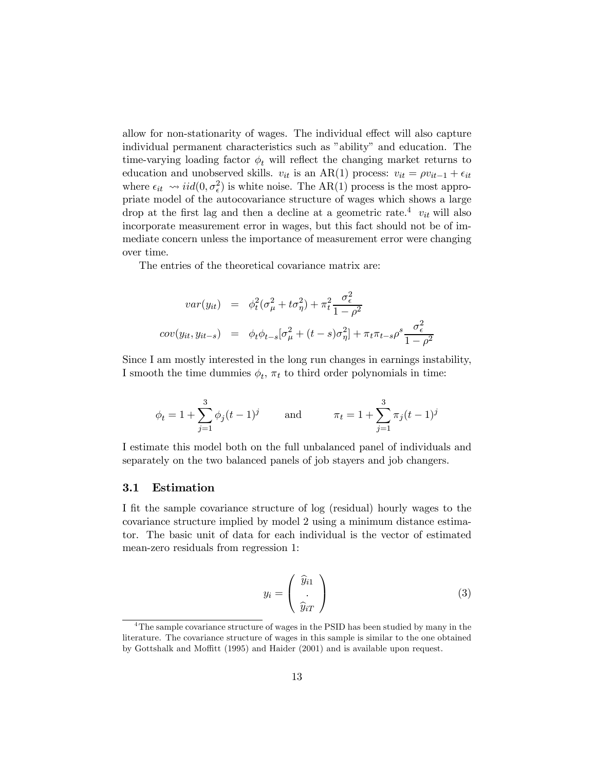allow for non-stationarity of wages. The individual effect will also capture individual permanent characteristics such as "ability" and education. The time-varying loading factor $\phi_t$ will reflect the changing market returns to education and unobserved skills. $v_{it}$ is an AR(1) process: $v_{it} = \rho v_{it-1} + \epsilon_{it}$ where $\epsilon_{it} \rightsquigarrow iid(0, \sigma_\epsilon^2)$ is white noise. The AR(1) process is the most appropriate model of the autocovariance structure of wages which shows a large drop at the first lag and then a decline at a geometric rate.[4] $v_{it}$ will also incorporate measurement error in wages, but this fact should not be of immediate concern unless the importance of measurement error were changing over time.

The entries of the theoretical covariance matrix are:

$$
\begin{aligned}
var(y_{it}) &= \phi_t^2(\sigma_\mu^2 + t\sigma_\eta^2) + \pi_t^2 \frac{\sigma_\epsilon^2}{1-\rho^2} \\
cov(y_{it}, y_{it-s}) &= \phi_t \phi_{t-s}[\sigma_\mu^2 + (t-s)\sigma_\eta^2] + \pi_t \pi_{t-s} \rho^s \frac{\sigma_\epsilon^2}{1-\rho^2}
\end{aligned}
$$

Since I am mostly interested in the long run changes in earnings instability, I smooth the time dummies $\phi_t$, $\pi_t$ to third order polynomials in time:

$$
\phi_t = 1 + \sum_{j=1}^{3} \phi_j (t-1)^j \qquad \text{and} \qquad \pi_t = 1 + \sum_{j=1}^{3} \pi_j (t-1)^j
$$

I estimate this model both on the full unbalanced panel of individuals and separately on the two balanced panels of job stayers and job changers.

### 3.1 Estimation

I fit the sample covariance structure of log (residual) hourly wages to the covariance structure implied by model 2 using a minimum distance estimator. The basic unit of data for each individual is the vector of estimated mean-zero residuals from regression 1:

$$
y_i = \begin{pmatrix} \widehat{y}_{i1} \\ . \\ \widehat{y}_{iT} \end{pmatrix} \tag{3}
$$

[4] The sample covariance structure of wages in the PSID has been studied by many in the literature. The covariance structure of wages in this sample is similar to the one obtained by Gottshalk and Moffitt (1995) and Haider (2001) and is available upon request.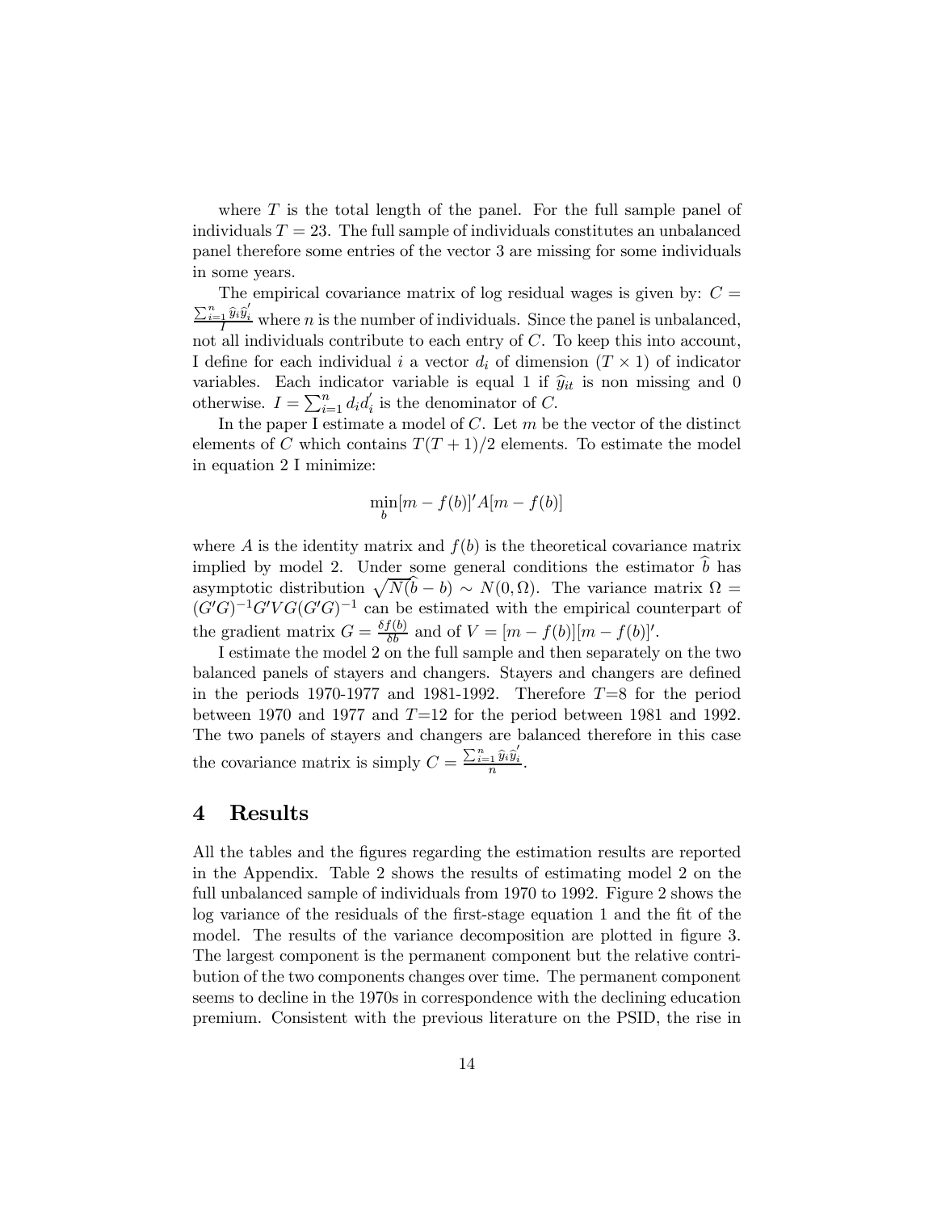where $T$ is the total length of the panel. For the full sample panel of individuals $T = 23$. The full sample of individuals constitutes an unbalanced panel therefore some entries of the vector 3 are missing for some individuals in some years.

The empirical covariance matrix of log residual wages is given by: $C = \frac{\sum_{i=1}^{n} \widehat{y}_i \widehat{y}_i^{'}}{I}$ where $n$ is the number of individuals. Since the panel is unbalanced, not all individuals contribute to each entry of $C$. To keep this into account, I define for each individual $i$ a vector $d_i$ of dimension $(T \times 1)$ of indicator variables. Each indicator variable is equal 1 if $\widehat{y}_{it}$ is non missing and 0 otherwise. $I = \sum_{i=1}^{n} d_i d_i^{'}$ is the denominator of $C$.

In the paper I estimate a model of $C$. Let $m$ be the vector of the distinct elements of $C$ which contains $T(T+1)/2$ elements. To estimate the model in equation 2 I minimize:

$$\min_{b} [m - f(b)]' A [m - f(b)]$$

where $A$ is the identity matrix and $f(b)$ is the theoretical covariance matrix implied by model 2. Under some general conditions the estimator $\widehat{b}$ has asymptotic distribution $\sqrt{N}(\widehat{b} - b) \sim N(0, \Omega)$. The variance matrix $\Omega = (G'G)^{-1} G'VG(G'G)^{-1}$ can be estimated with the empirical counterpart of the gradient matrix $G = \frac{\delta f(b)}{\delta b}$ and of $V = [m - f(b)][m - f(b)]'$.

I estimate the model 2 on the full sample and then separately on the two balanced panels of stayers and changers. Stayers and changers are defined in the periods 1970-1977 and 1981-1992. Therefore $T$=8 for the period between 1970 and 1977 and $T$=12 for the period between 1981 and 1992. The two panels of stayers and changers are balanced therefore in this case the covariance matrix is simply $C = \frac{\sum_{i=1}^{n} \widehat{y}_i \widehat{y}_i^{'}}{n}$.

## 4 Results

All the tables and the figures regarding the estimation results are reported in the Appendix. Table 2 shows the results of estimating model 2 on the full unbalanced sample of individuals from 1970 to 1992. Figure 2 shows the log variance of the residuals of the first-stage equation 1 and the fit of the model. The results of the variance decomposition are plotted in figure 3. The largest component is the permanent component but the relative contribution of the two components changes over time. The permanent component seems to decline in the 1970s in correspondence with the declining education premium. Consistent with the previous literature on the PSID, the rise in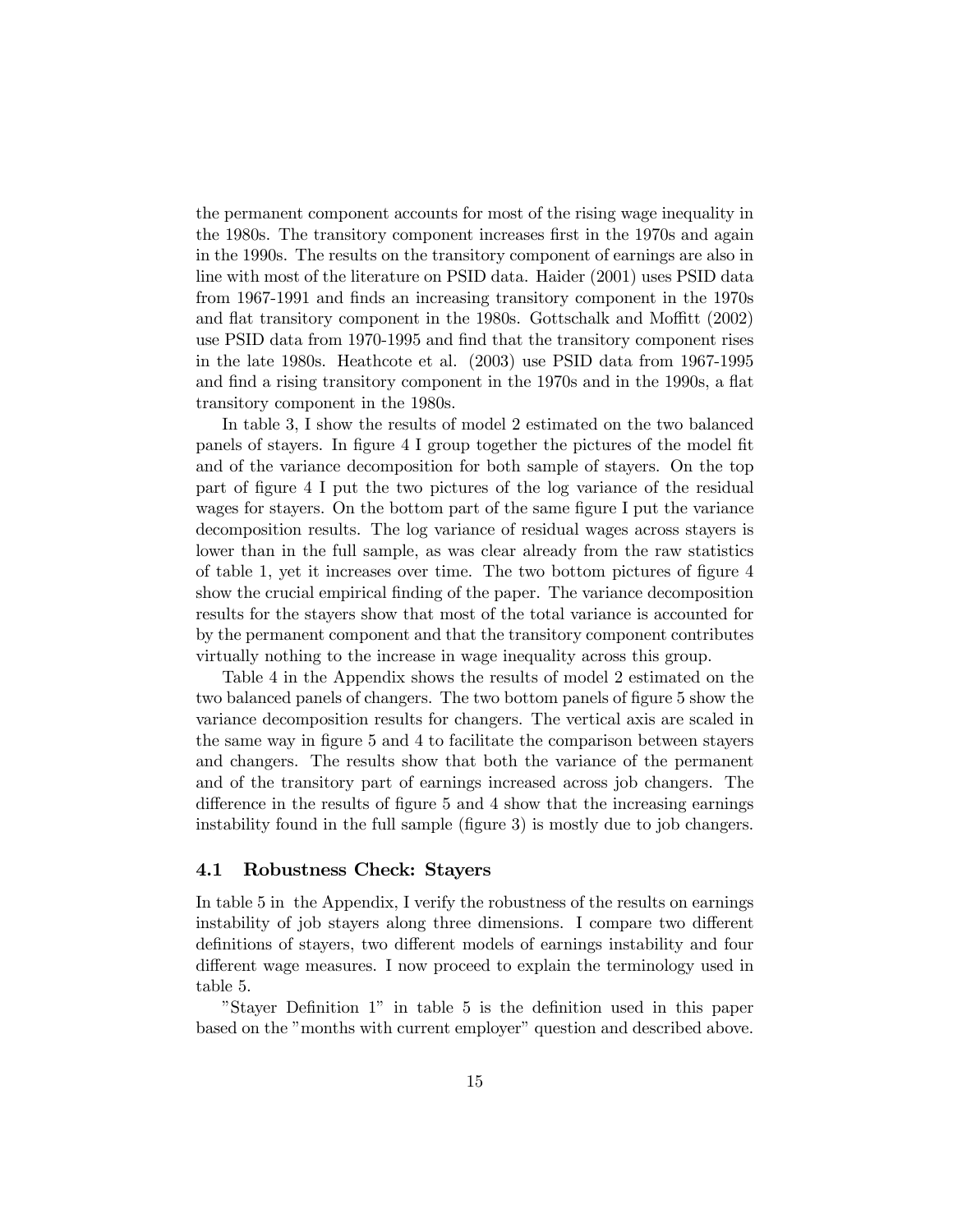the permanent component accounts for most of the rising wage inequality in the 1980s. The transitory component increases first in the 1970s and again in the 1990s. The results on the transitory component of earnings are also in line with most of the literature on PSID data. Haider (2001) uses PSID data from 1967-1991 and finds an increasing transitory component in the 1970s and flat transitory component in the 1980s. Gottschalk and Moffitt (2002) use PSID data from 1970-1995 and find that the transitory component rises in the late 1980s. Heathcote et al. (2003) use PSID data from 1967-1995 and find a rising transitory component in the 1970s and in the 1990s, a flat transitory component in the 1980s.

In table 3, I show the results of model 2 estimated on the two balanced panels of stayers. In figure 4 I group together the pictures of the model fit and of the variance decomposition for both sample of stayers. On the top part of figure 4 I put the two pictures of the log variance of the residual wages for stayers. On the bottom part of the same figure I put the variance decomposition results. The log variance of residual wages across stayers is lower than in the full sample, as was clear already from the raw statistics of table 1, yet it increases over time. The two bottom pictures of figure 4 show the crucial empirical finding of the paper. The variance decomposition results for the stayers show that most of the total variance is accounted for by the permanent component and that the transitory component contributes virtually nothing to the increase in wage inequality across this group.

Table 4 in the Appendix shows the results of model 2 estimated on the two balanced panels of changers. The two bottom panels of figure 5 show the variance decomposition results for changers. The vertical axis are scaled in the same way in figure 5 and 4 to facilitate the comparison between stayers and changers. The results show that both the variance of the permanent and of the transitory part of earnings increased across job changers. The difference in the results of figure 5 and 4 show that the increasing earnings instability found in the full sample (figure 3) is mostly due to job changers.

### 4.1 Robustness Check: Stayers

In table 5 in the Appendix, I verify the robustness of the results on earnings instability of job stayers along three dimensions. I compare two different definitions of stayers, two different models of earnings instability and four different wage measures. I now proceed to explain the terminology used in table 5.

"Stayer Definition 1" in table 5 is the definition used in this paper based on the "months with current employer" question and described above.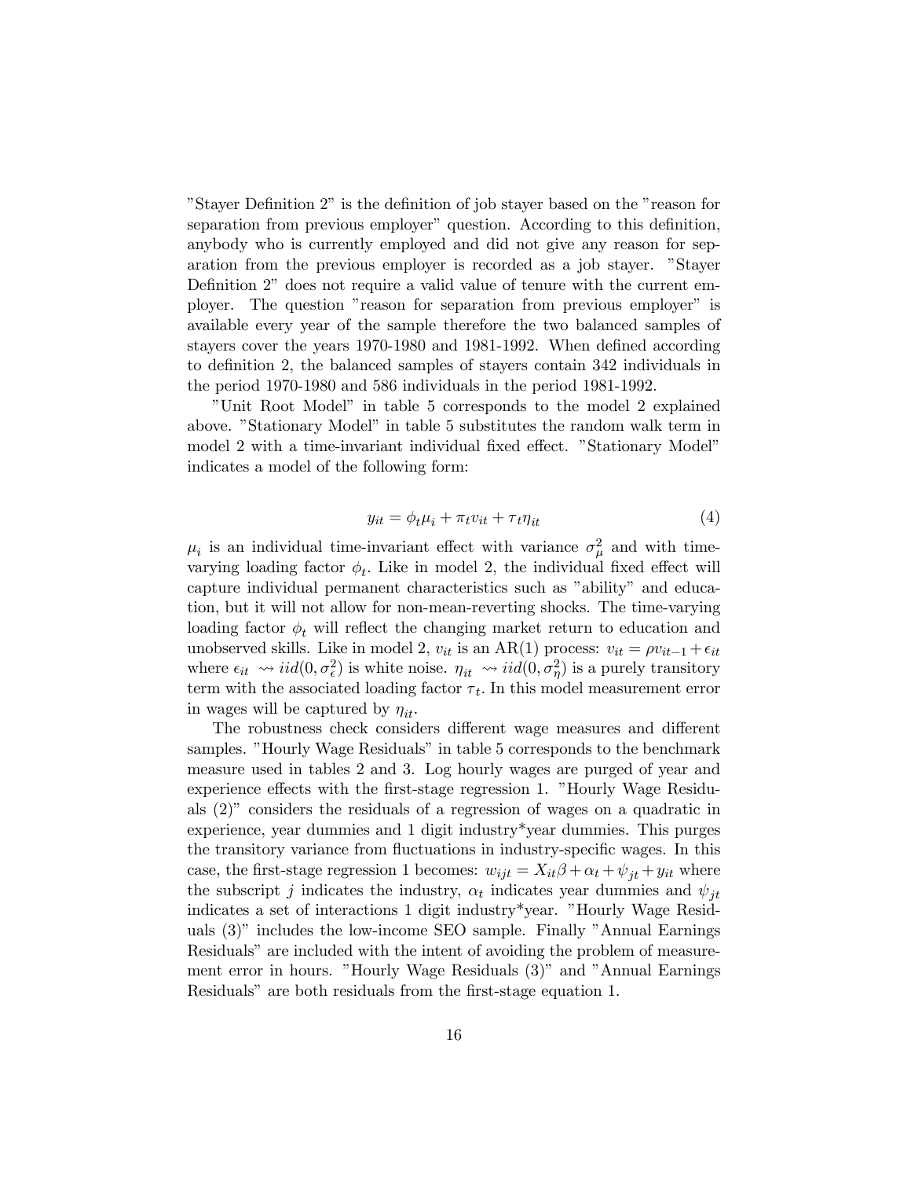"Stayer Definition 2" is the definition of job stayer based on the "reason for separation from previous employer" question. According to this definition, anybody who is currently employed and did not give any reason for separation from the previous employer is recorded as a job stayer. "Stayer Definition 2" does not require a valid value of tenure with the current employer. The question "reason for separation from previous employer" is available every year of the sample therefore the two balanced samples of stayers cover the years 1970-1980 and 1981-1992. When defined according to definition 2, the balanced samples of stayers contain 342 individuals in the period 1970-1980 and 586 individuals in the period 1981-1992.

"Unit Root Model" in table 5 corresponds to the model 2 explained above. "Stationary Model" in table 5 substitutes the random walk term in model 2 with a time-invariant individual fixed effect. "Stationary Model" indicates a model of the following form:

$$y_{it} = \phi_t \mu_i + \pi_t v_{it} + \tau_t \eta_{it} \tag{4}$$

$\mu_i$ is an individual time-invariant effect with variance $\sigma^2_\mu$ and with time-varying loading factor $\phi_t$. Like in model 2, the individual fixed effect will capture individual permanent characteristics such as "ability" and education, but it will not allow for non-mean-reverting shocks. The time-varying loading factor $\phi_t$ will reflect the changing market return to education and unobserved skills. Like in model 2, $v_{it}$ is an AR(1) process: $v_{it} = \rho v_{it-1} + \epsilon_{it}$ where $\epsilon_{it} \rightsquigarrow iid(0, \sigma^2_\epsilon)$ is white noise. $\eta_{it} \rightsquigarrow iid(0, \sigma^2_\eta)$ is a purely transitory term with the associated loading factor $\tau_t$. In this model measurement error in wages will be captured by $\eta_{it}$.

The robustness check considers different wage measures and different samples. "Hourly Wage Residuals" in table 5 corresponds to the benchmark measure used in tables 2 and 3. Log hourly wages are purged of year and experience effects with the first-stage regression 1. "Hourly Wage Residuals (2)" considers the residuals of a regression of wages on a quadratic in experience, year dummies and 1 digit industry*year dummies. This purges the transitory variance from fluctuations in industry-specific wages. In this case, the first-stage regression 1 becomes: $w_{ijt} = X_{it}\beta + \alpha_t + \psi_{jt} + y_{it}$ where the subscript $j$ indicates the industry, $\alpha_t$ indicates year dummies and $\psi_{jt}$ indicates a set of interactions 1 digit industry*year. "Hourly Wage Residuals (3)" includes the low-income SEO sample. Finally "Annual Earnings Residuals" are included with the intent of avoiding the problem of measurement error in hours. "Hourly Wage Residuals (3)" and "Annual Earnings Residuals" are both residuals from the first-stage equation 1.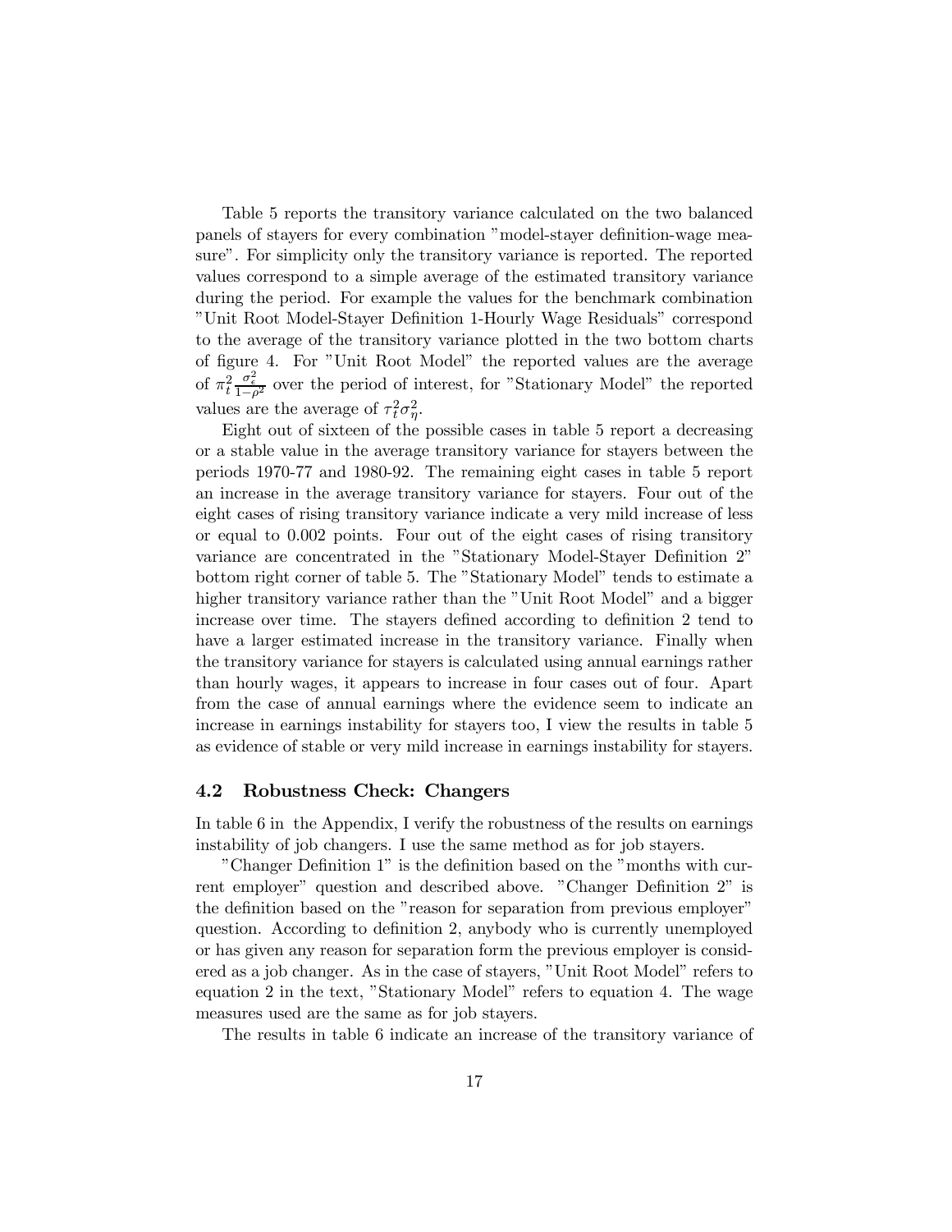Table 5 reports the transitory variance calculated on the two balanced panels of stayers for every combination "model-stayer definition-wage measure". For simplicity only the transitory variance is reported. The reported values correspond to a simple average of the estimated transitory variance during the period. For example the values for the benchmark combination "Unit Root Model-Stayer Definition 1-Hourly Wage Residuals" correspond to the average of the transitory variance plotted in the two bottom charts of figure 4. For "Unit Root Model" the reported values are the average of $\pi_t^2 \frac{\sigma_\epsilon^2}{1-\rho^2}$ over the period of interest, for "Stationary Model" the reported values are the average of $\tau_t^2 \sigma_\eta^2$.

Eight out of sixteen of the possible cases in table 5 report a decreasing or a stable value in the average transitory variance for stayers between the periods 1970-77 and 1980-92. The remaining eight cases in table 5 report an increase in the average transitory variance for stayers. Four out of the eight cases of rising transitory variance indicate a very mild increase of less or equal to 0.002 points. Four out of the eight cases of rising transitory variance are concentrated in the "Stationary Model-Stayer Definition 2" bottom right corner of table 5. The "Stationary Model" tends to estimate a higher transitory variance rather than the "Unit Root Model" and a bigger increase over time. The stayers defined according to definition 2 tend to have a larger estimated increase in the transitory variance. Finally when the transitory variance for stayers is calculated using annual earnings rather than hourly wages, it appears to increase in four cases out of four. Apart from the case of annual earnings where the evidence seem to indicate an increase in earnings instability for stayers too, I view the results in table 5 as evidence of stable or very mild increase in earnings instability for stayers.

### 4.2 Robustness Check: Changers

In table 6 in the Appendix, I verify the robustness of the results on earnings instability of job changers. I use the same method as for job stayers.

"Changer Definition 1" is the definition based on the "months with current employer" question and described above. "Changer Definition 2" is the definition based on the "reason for separation from previous employer" question. According to definition 2, anybody who is currently unemployed or has given any reason for separation form the previous employer is considered as a job changer. As in the case of stayers, "Unit Root Model" refers to equation 2 in the text, "Stationary Model" refers to equation 4. The wage measures used are the same as for job stayers.

The results in table 6 indicate an increase of the transitory variance of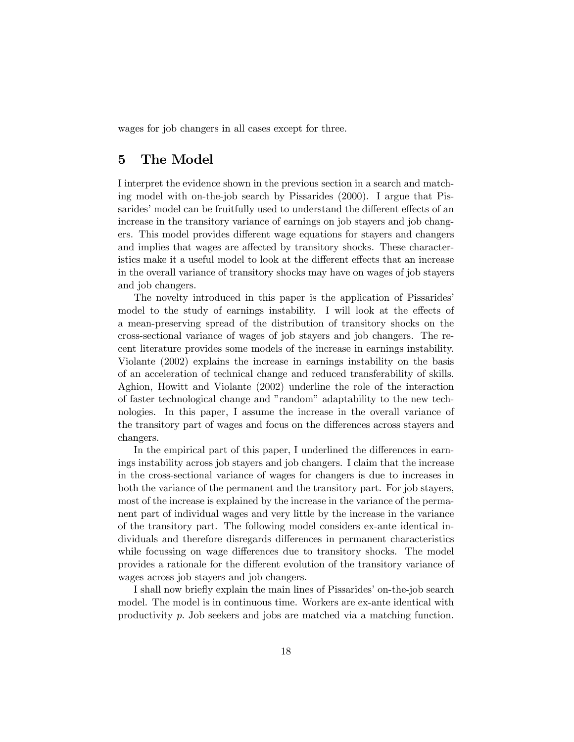wages for job changers in all cases except for three.

## 5 The Model

I interpret the evidence shown in the previous section in a search and matching model with on-the-job search by Pissarides (2000). I argue that Pissarides' model can be fruitfully used to understand the different effects of an increase in the transitory variance of earnings on job stayers and job changers. This model provides different wage equations for stayers and changers and implies that wages are affected by transitory shocks. These characteristics make it a useful model to look at the different effects that an increase in the overall variance of transitory shocks may have on wages of job stayers and job changers.

The novelty introduced in this paper is the application of Pissarides' model to the study of earnings instability. I will look at the effects of a mean-preserving spread of the distribution of transitory shocks on the cross-sectional variance of wages of job stayers and job changers. The recent literature provides some models of the increase in earnings instability. Violante (2002) explains the increase in earnings instability on the basis of an acceleration of technical change and reduced transferability of skills. Aghion, Howitt and Violante (2002) underline the role of the interaction of faster technological change and "random" adaptability to the new technologies. In this paper, I assume the increase in the overall variance of the transitory part of wages and focus on the differences across stayers and changers.

In the empirical part of this paper, I underlined the differences in earnings instability across job stayers and job changers. I claim that the increase in the cross-sectional variance of wages for changers is due to increases in both the variance of the permanent and the transitory part. For job stayers, most of the increase is explained by the increase in the variance of the permanent part of individual wages and very little by the increase in the variance of the transitory part. The following model considers ex-ante identical individuals and therefore disregards differences in permanent characteristics while focussing on wage differences due to transitory shocks. The model provides a rationale for the different evolution of the transitory variance of wages across job stayers and job changers.

I shall now briefly explain the main lines of Pissarides' on-the-job search model. The model is in continuous time. Workers are ex-ante identical with productivity $p$. Job seekers and jobs are matched via a matching function.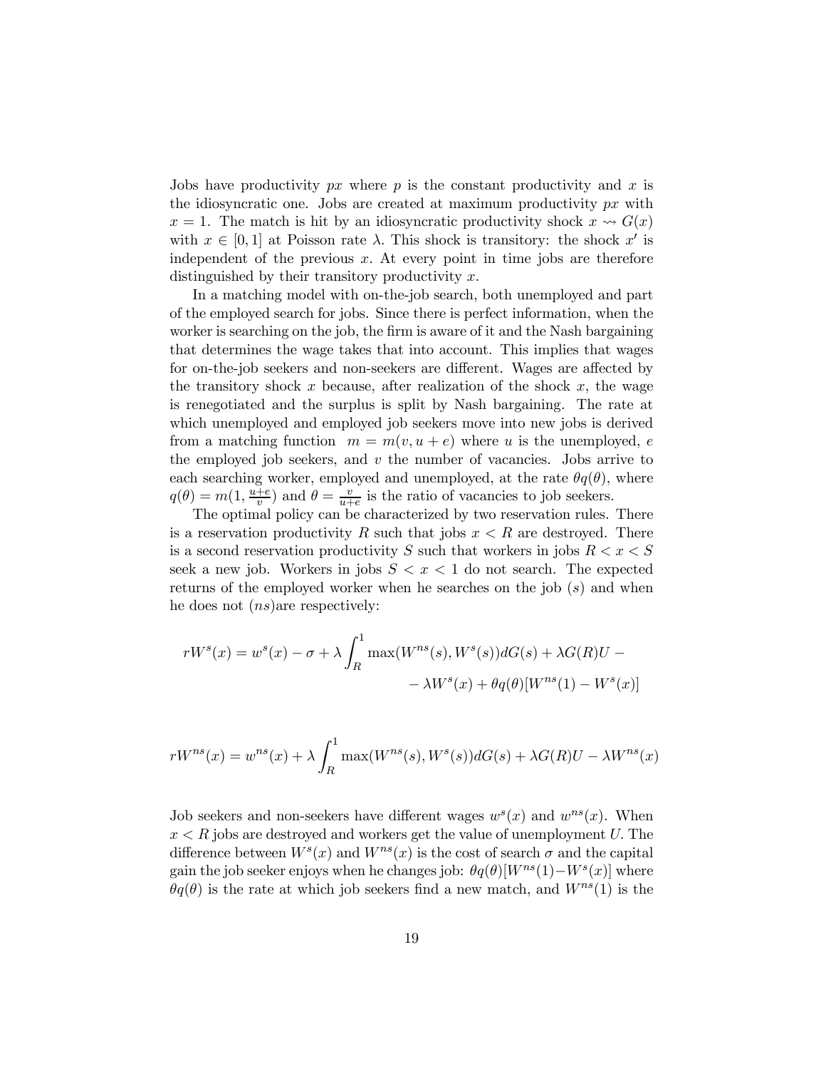Jobs have productivity $px$ where $p$ is the constant productivity and $x$ is the idiosyncratic one. Jobs are created at maximum productivity $px$ with $x = 1$. The match is hit by an idiosyncratic productivity shock $x \rightsquigarrow G(x)$ with $x \in [0, 1]$ at Poisson rate $\lambda$. This shock is transitory: the shock $x'$ is independent of the previous $x$. At every point in time jobs are therefore distinguished by their transitory productivity $x$.

In a matching model with on-the-job search, both unemployed and part of the employed search for jobs. Since there is perfect information, when the worker is searching on the job, the firm is aware of it and the Nash bargaining that determines the wage takes that into account. This implies that wages for on-the-job seekers and non-seekers are different. Wages are affected by the transitory shock $x$ because, after realization of the shock $x$, the wage is renegotiated and the surplus is split by Nash bargaining. The rate at which unemployed and employed job seekers move into new jobs is derived from a matching function $m = m(v, u + e)$ where $u$ is the unemployed, $e$ the employed job seekers, and $v$ the number of vacancies. Jobs arrive to each searching worker, employed and unemployed, at the rate $\theta q(\theta)$, where $q(\theta) = m(1, \frac{u+e}{v})$ and $\theta = \frac{v}{u+e}$ is the ratio of vacancies to job seekers.

The optimal policy can be characterized by two reservation rules. There is a reservation productivity $R$ such that jobs $x < R$ are destroyed. There is a second reservation productivity $S$ such that workers in jobs $R < x < S$ seek a new job. Workers in jobs $S < x < 1$ do not search. The expected returns of the employed worker when he searches on the job ($s$) and when he does not ($ns$)are respectively:

$$
\begin{aligned}
rW^s(x) = w^s(x) - \sigma + \lambda \int_R^1 \max(W^{ns}(s), W^s(s))dG(s) + \lambda G(R)U - \\
- \lambda W^s(x) + \theta q(\theta)[W^{ns}(1) - W^s(x)]
\end{aligned}
$$

$$
rW^{ns}(x) = w^{ns}(x) + \lambda \int_R^1 \max(W^{ns}(s), W^s(s))dG(s) + \lambda G(R)U - \lambda W^{ns}(x)
$$

Job seekers and non-seekers have different wages $w^s(x)$ and $w^{ns}(x)$. When $x < R$ jobs are destroyed and workers get the value of unemployment $U$. The difference between $W^s(x)$ and $W^{ns}(x)$ is the cost of search $\sigma$ and the capital gain the job seeker enjoys when he changes job: $\theta q(\theta)[W^{ns}(1) - W^s(x)]$ where $\theta q(\theta)$ is the rate at which job seekers find a new match, and $W^{ns}(1)$ is the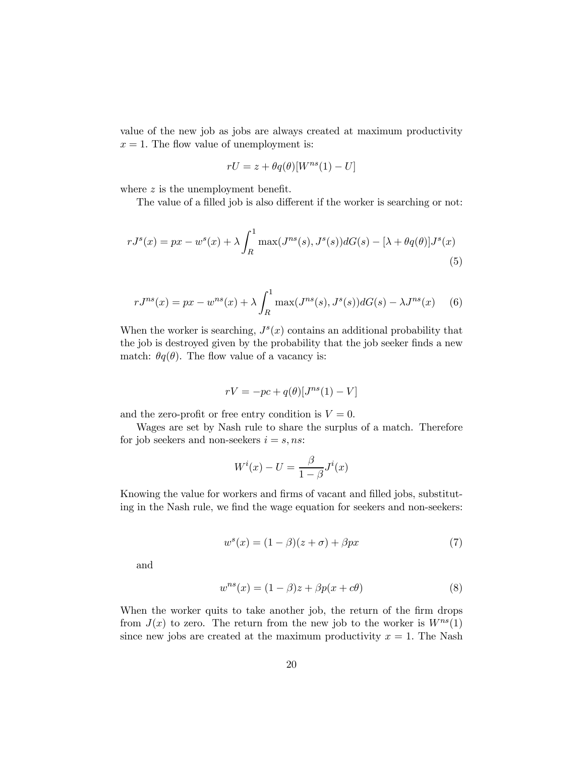value of the new job as jobs are always created at maximum productivity $x = 1$. The flow value of unemployment is:

$$rU = z + \theta q(\theta)[W^{ns}(1) - U]$$

where $z$ is the unemployment benefit.

The value of a filled job is also different if the worker is searching or not:

$$rJ^s(x) = px - w^s(x) + \lambda \int_R^1 \max(J^{ns}(s), J^s(s))dG(s) - [\lambda + \theta q(\theta)]J^s(x) \tag{5}$$

$$rJ^{ns}(x) = px - w^{ns}(x) + \lambda \int_R^1 \max(J^{ns}(s), J^s(s))dG(s) - \lambda J^{ns}(x) \tag{6}$$

When the worker is searching, $J^s(x)$ contains an additional probability that the job is destroyed given by the probability that the job seeker finds a new match: $\theta q(\theta)$. The flow value of a vacancy is:

$$rV = -pc + q(\theta)[J^{ns}(1) - V]$$

and the zero-profit or free entry condition is $V = 0$.

Wages are set by Nash rule to share the surplus of a match. Therefore for job seekers and non-seekers $i = s, ns$:

$$W^i(x) - U = \frac{\beta}{1-\beta} J^i(x)$$

Knowing the value for workers and firms of vacant and filled jobs, substituting in the Nash rule, we find the wage equation for seekers and non-seekers:

$$w^s(x) = (1-\beta)(z+\sigma) + \beta px \tag{7}$$

and

$$w^{ns}(x) = (1-\beta)z + \beta p(x + c\theta) \tag{8}$$

When the worker quits to take another job, the return of the firm drops from $J(x)$ to zero. The return from the new job to the worker is $W^{ns}(1)$ since new jobs are created at the maximum productivity $x = 1$. The Nash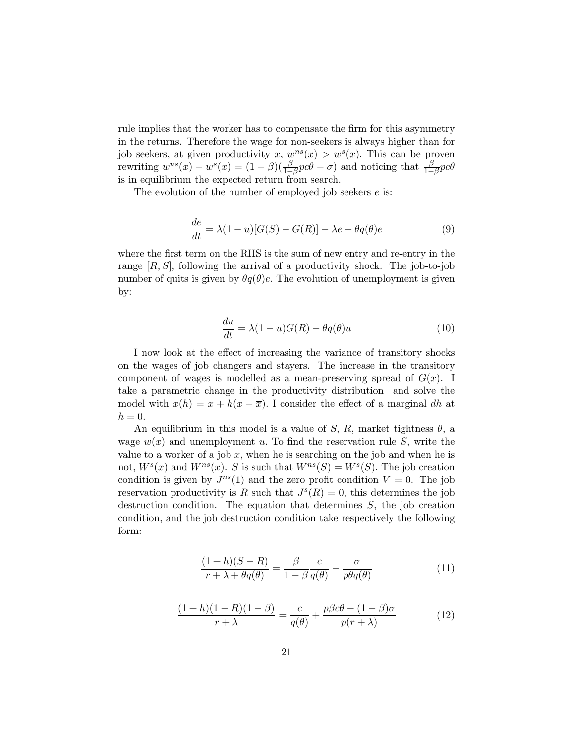rule implies that the worker has to compensate the firm for this asymmetry in the returns. Therefore the wage for non-seekers is always higher than for job seekers, at given productivity $x$, $w^{ns}(x) > w^{s}(x)$. This can be proven rewriting $w^{ns}(x) - w^{s}(x) = (1-\beta)(\frac{\beta}{1-\beta}pc\theta - \sigma)$ and noticing that $\frac{\beta}{1-\beta}pc\theta$ is in equilibrium the expected return from search.

The evolution of the number of employed job seekers $e$ is:

$$\frac{de}{dt} = \lambda(1-u)[G(S) - G(R)] - \lambda e - \theta q(\theta) e \tag{9}$$

where the first term on the RHS is the sum of new entry and re-entry in the range $[R, S]$, following the arrival of a productivity shock. The job-to-job number of quits is given by $\theta q(\theta) e$. The evolution of unemployment is given by:

$$\frac{du}{dt} = \lambda(1-u)G(R) - \theta q(\theta) u \tag{10}$$

I now look at the effect of increasing the variance of transitory shocks on the wages of job changers and stayers. The increase in the transitory component of wages is modelled as a mean-preserving spread of $G(x)$. I take a parametric change in the productivity distribution and solve the model with $x(h) = x + h(x - \overline{x})$. I consider the effect of a marginal $dh$ at $h = 0$.

An equilibrium in this model is a value of $S$, $R$, market tightness $\theta$, a wage $w(x)$ and unemployment $u$. To find the reservation rule $S$, write the value to a worker of a job $x$, when he is searching on the job and when he is not, $W^{s}(x)$ and $W^{ns}(x)$. $S$ is such that $W^{ns}(S) = W^{s}(S)$. The job creation condition is given by $J^{ns}(1)$ and the zero profit condition $V = 0$. The job reservation productivity is $R$ such that $J^{s}(R) = 0$, this determines the job destruction condition. The equation that determines $S$, the job creation condition, and the job destruction condition take respectively the following form:

$$\frac{(1+h)(S-R)}{r + \lambda + \theta q(\theta)} = \frac{\beta}{1-\beta}\frac{c}{q(\theta)} - \frac{\sigma}{p\theta q(\theta)} \tag{11}$$

$$\frac{(1+h)(1-R)(1-\beta)}{r+\lambda} = \frac{c}{q(\theta)} + \frac{p\beta c\theta - (1-\beta)\sigma}{p(r+\lambda)} \tag{12}$$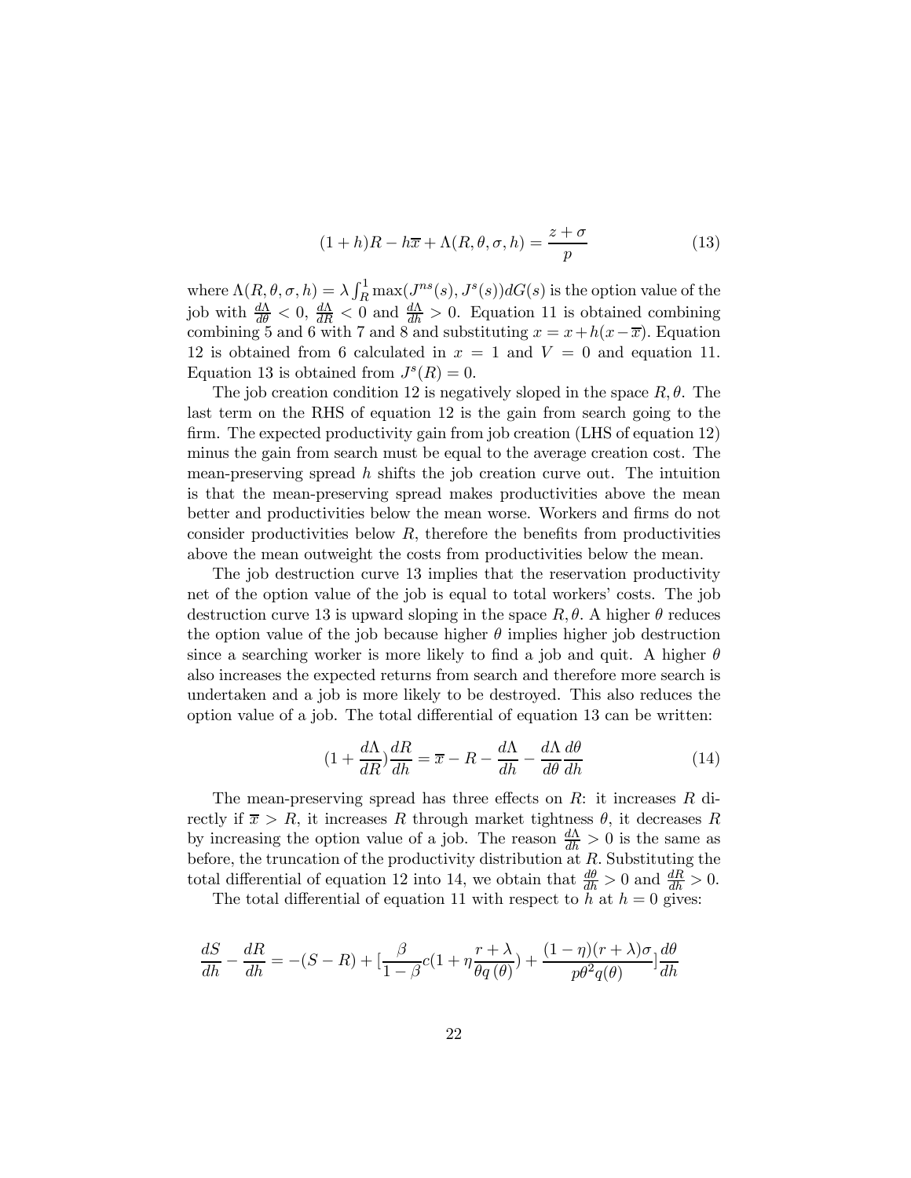$$(1+h)R - h\overline{x} + \Lambda(R,\theta,\sigma,h) = \frac{z+\sigma}{p} \tag{13}$$

where $\Lambda(R,\theta,\sigma,h) = \lambda \int_R^1 \max(J^{ns}(s), J^s(s))dG(s)$ is the option value of the job with $\frac{d\Lambda}{d\theta} < 0$, $\frac{d\Lambda}{dR} < 0$ and $\frac{d\Lambda}{dh} > 0$. Equation 11 is obtained combining combining 5 and 6 with 7 and 8 and substituting $x = x + h(x - \overline{x})$. Equation 12 is obtained from 6 calculated in $x = 1$ and $V = 0$ and equation 11. Equation 13 is obtained from $J^s(R) = 0$.

The job creation condition 12 is negatively sloped in the space $R, \theta$. The last term on the RHS of equation 12 is the gain from search going to the firm. The expected productivity gain from job creation (LHS of equation 12) minus the gain from search must be equal to the average creation cost. The mean-preserving spread $h$ shifts the job creation curve out. The intuition is that the mean-preserving spread makes productivities above the mean better and productivities below the mean worse. Workers and firms do not consider productivities below $R$, therefore the benefits from productivities above the mean outweight the costs from productivities below the mean.

The job destruction curve 13 implies that the reservation productivity net of the option value of the job is equal to total workers' costs. The job destruction curve 13 is upward sloping in the space $R, \theta$. A higher $\theta$ reduces the option value of the job because higher $\theta$ implies higher job destruction since a searching worker is more likely to find a job and quit. A higher $\theta$ also increases the expected returns from search and therefore more search is undertaken and a job is more likely to be destroyed. This also reduces the option value of a job. The total differential of equation 13 can be written:

$$(1 + \frac{d\Lambda}{dR})\frac{dR}{dh} = \overline{x} - R - \frac{d\Lambda}{dh} - \frac{d\Lambda}{d\theta}\frac{d\theta}{dh} \tag{14}$$

The mean-preserving has three effects on $R$: it increases $R$ directly if $\overline{x} > R$, it increases $R$ through market tightness $\theta$, it decreases $R$ by increasing the option value of a job. The reason $\frac{d\Lambda}{dh} > 0$ is the same as before, the truncation of the productivity distribution at $R$. Substituting the total differential of equation 12 into 14, we obtain that $\frac{d\theta}{dh} > 0$ and $\frac{dR}{dh} > 0$.

The total differential of equation 11 with respect to $h$ at $h = 0$ gives:

$$\frac{dS}{dh} - \frac{dR}{dh} = -(S-R) + [\frac{\beta}{1-\beta}c(1 + \eta\frac{r+\lambda}{\theta q(\theta)}) + \frac{(1-\eta)(r+\lambda)\sigma}{p\theta^2 q(\theta)}]\frac{d\theta}{dh}$$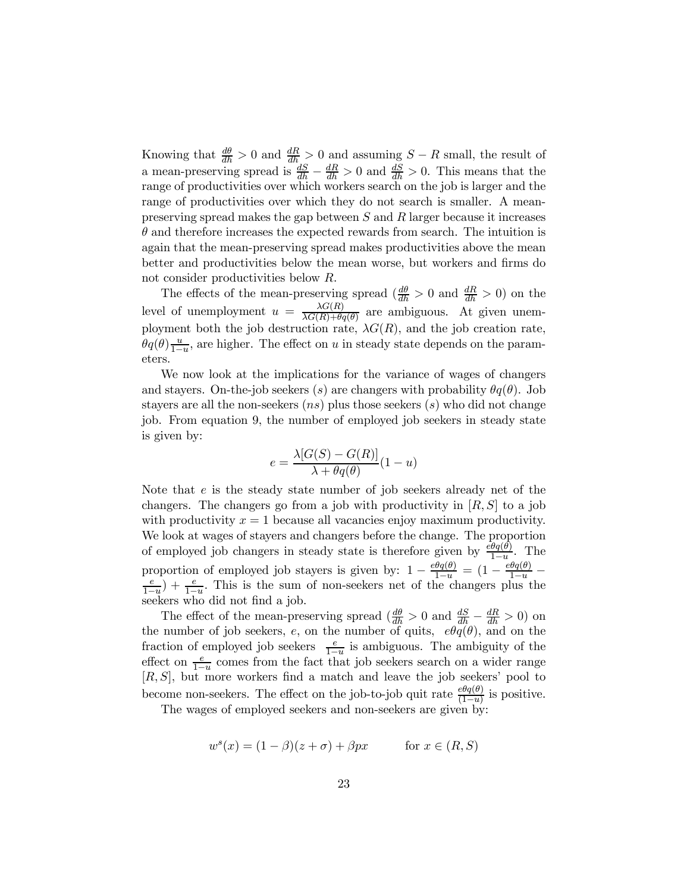Knowing that $\frac{d\theta}{dh} > 0$ and $\frac{dR}{dh} > 0$ and assuming $S - R$ small, the result of a mean-preserving spread is $\frac{dS}{dh} - \frac{dR}{dh} > 0$ and $\frac{dS}{dh} > 0$. This means that the range of productivities over which workers search on the job is larger and the range of productivities over which they do not search is smaller. A mean-preserving spread makes the gap between $S$ and $R$ larger because it increases $\theta$ and therefore increases the expected rewards from search. The intuition is again that the mean-preserving spread makes productivities above the mean better and productivities below the mean worse, but workers and firms do not consider productivities below $R$.

The effects of the mean-preserving spread ($\frac{d\theta}{dh} > 0$ and $\frac{dR}{dh} > 0$) on the level of unemployment $u = \frac{\lambda G(R)}{\lambda G(R) + \theta q(\theta)}$ are ambiguous. At given unemployment both the job destruction rate, $\lambda G(R)$, and the job creation rate, $\theta q(\theta)\frac{u}{1-u}$, are higher. The effect on $u$ in steady state depends on the parameters.

We now look at the implications for the variance of wages of changers and stayers. On-the-job seekers ($s$) are changers with probability $\theta q(\theta)$. Job stayers are all the non-seekers ($ns$) plus those seekers ($s$) who did not change job. From equation 9, the number of employed job seekers in steady state is given by:

$$e = \frac{\lambda[G(S) - G(R)]}{\lambda + \theta q(\theta)}(1 - u)$$

Note that $e$ is the steady state number of job seekers already net of the changers. The changers go from a job with productivity in $[R, S]$ to a job with productivity $x = 1$ because all vacancies enjoy maximum productivity. We look at wages of stayers and changers before the change. The proportion of employed job changers in steady state is therefore given by $\frac{e\theta q(\theta)}{1-u}$. The proportion of employed job stayers is given by: $1 - \frac{e\theta q(\theta)}{1-u} = (1 - \frac{e\theta q(\theta)}{1-u} - \frac{e}{1-u}) + \frac{e}{1-u}$. This is the sum of non-seekers net of the changers plus the seekers who did not find a job.

The effect of the mean-preserving spread ($\frac{d\theta}{dh} > 0$ and $\frac{dS}{dh} - \frac{dR}{dh} > 0$) on the number of job seekers, $e$, on the number of quits, $e\theta q(\theta)$, and on the fraction of employed job seekers $\frac{e}{1-u}$ is ambiguous. The ambiguity of the effect on $\frac{e}{1-u}$ comes from the fact that job seekers search on a wider range $[R, S]$, but more workers find a match and leave the job seekers' pool to become non-seekers. The effect on the job-to-job quit rate $\frac{e\theta q(\theta)}{(1-u)}$ is positive.

The wages of employed seekers and non-seekers are given by:

$$w^s(x) = (1 - \beta)(z + \sigma) + \beta p x \qquad \text{for } x \in (R, S)$$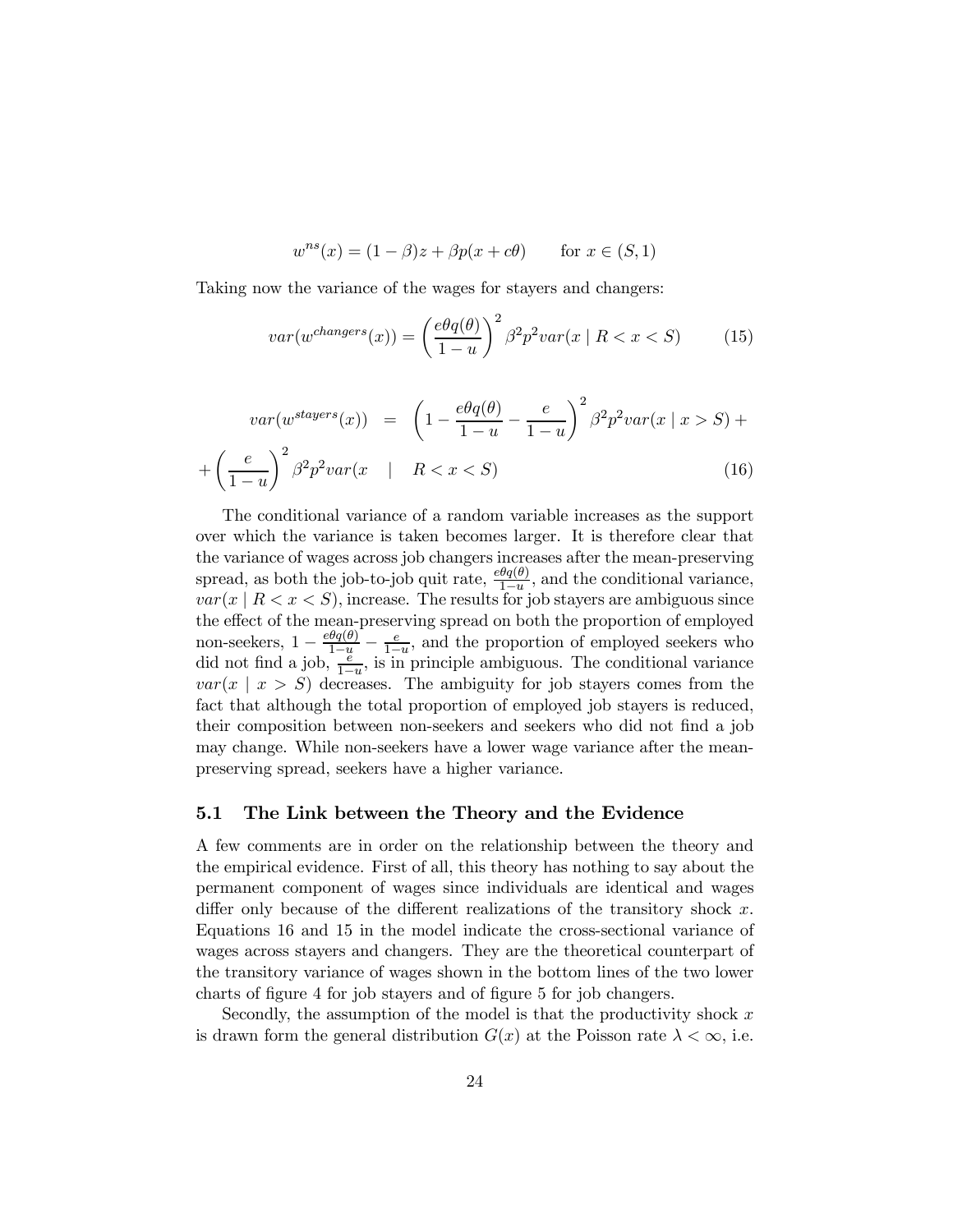$$w^{ns}(x) = (1-\beta)z + \beta p(x + c\theta) \qquad \text{for } x \in (S, 1)$$

Taking now the variance of the wages for stayers and changers:

$$var(w^{changers}(x)) = \left(\frac{e\theta q(\theta)}{1-u}\right)^2 \beta^2 p^2 var(x \mid R < x < S) \tag{15}$$

$$\begin{aligned} var(w^{stayers}(x)) &= \left(1 - \frac{e\theta q(\theta)}{1-u} - \frac{e}{1-u}\right)^2 \beta^2 p^2 var(x \mid x > S) + \\ + \left(\frac{e}{1-u}\right)^2 \beta^2 p^2 var(x &\mid R < x < S) \end{aligned} \tag{16}$$

The conditional variance of a random variable increases as the support over which the variance is taken becomes larger. It is therefore clear that the variance of wages across job changers increases after the mean-preserving spread, as both the job-to-job quit rate, $\frac{e\theta q(\theta)}{1-u}$, and the conditional variance, $var(x \mid R < x < S)$, increase. The results for job stayers are ambiguous since the effect of the mean-preserving spread on both the proportion of employed non-seekers, $1 - \frac{e\theta q(\theta)}{1-u} - \frac{e}{1-u}$, and the proportion of employed seekers who did not find a job, $\frac{e}{1-u}$, is in principle ambiguous. The conditional variance $var(x \mid x > S)$ decreases. The ambiguity for job stayers comes from the fact that although the total proportion of employed job stayers is reduced, their composition between non-seekers and seekers who did not find a job may change. While non-seekers have a lower wage variance after the mean-preserving spread, seekers have a higher variance.

## 5.1 The Link between the Theory and the Evidence

A few comments are in order on the relationship between the theory and the empirical evidence. First of all, this theory has nothing to say about the permanent component of wages since individuals are identical and wages differ only because of the different realizations of the transitory shock $x$. Equations 16 and 15 in the model indicate the cross-sectional variance of wages across stayers and changers. They are the theoretical counterpart of the transitory variance of wages shown in the bottom lines of the two lower charts of figure 4 for job stayers and of figure 5 for job changers.

Secondly, the assumption of the model is that the productivity shock $x$ is drawn form the general distribution $G(x)$ at the Poisson rate $\lambda < \infty$, i.e.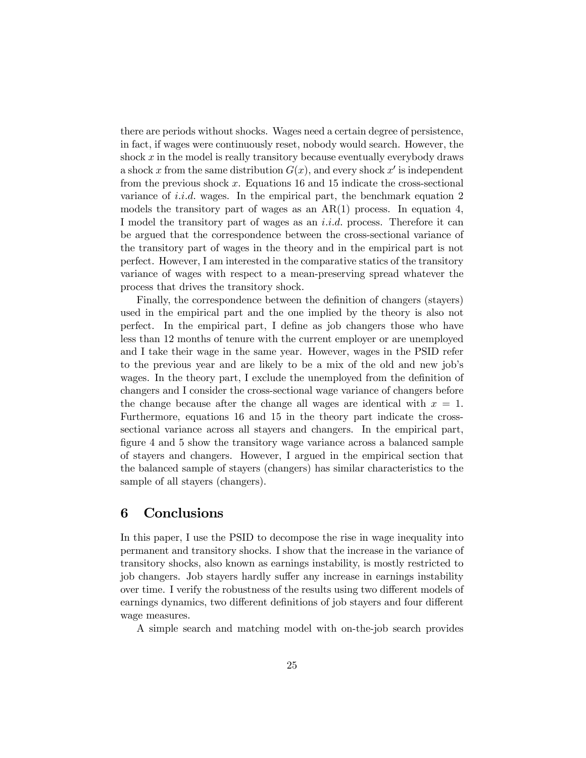there are periods without shocks. Wages need a certain degree of persistence, in fact, if wages were continuously reset, nobody would search. However, the shock $x$ in the model is really transitory because eventually everybody draws a shock $x$ from the same distribution $G(x)$, and every shock $x'$ is independent from the previous shock $x$. Equations 16 and 15 indicate the cross-sectional variance of *i.i.d.* wages. In the empirical part, the benchmark equation 2 models the transitory part of wages as an AR(1) process. In equation 4, I model the transitory part of wages as an *i.i.d.* process. Therefore it can be argued that the correspondence between the cross-sectional variance of the transitory part of wages in the theory and in the empirical part is not perfect. However, I am interested in the comparative statics of the transitory variance of wages with respect to a mean-preserving spread whatever the process that drives the transitory shock.

Finally, the correspondence between the definition of changers (stayers) used in the empirical part and the one implied by the theory is also not perfect. In the empirical part, I define as job changers those who have less than 12 months of tenure with the current employer or are unemployed and I take their wage in the same year. However, wages in the PSID refer to the previous year and are likely to be a mix of the old and new job's wages. In the theory part, I exclude the unemployed from the definition of changers and I consider the cross-sectional wage variance of changers before the change because after the change all wages are identical with $x = 1$. Furthermore, equations 16 and 15 in the theory part indicate the cross-sectional variance across all stayers and changers. In the empirical part, figure 4 and 5 show the transitory wage variance across a balanced sample of stayers and changers. However, I argued in the empirical section that the balanced sample of stayers (changers) has similar characteristics to the sample of all stayers (changers).

## 6 Conclusions

In this paper, I use the PSID to decompose the rise in wage inequality into permanent and transitory shocks. I show that the increase in the variance of transitory shocks, also known as earnings instability, is mostly restricted to job changers. Job stayers hardly suffer any increase in earnings instability over time. I verify the robustness of the results using two different models of earnings dynamics, two different definitions of job stayers and four different wage measures.

A simple search and matching model with on-the-job search provides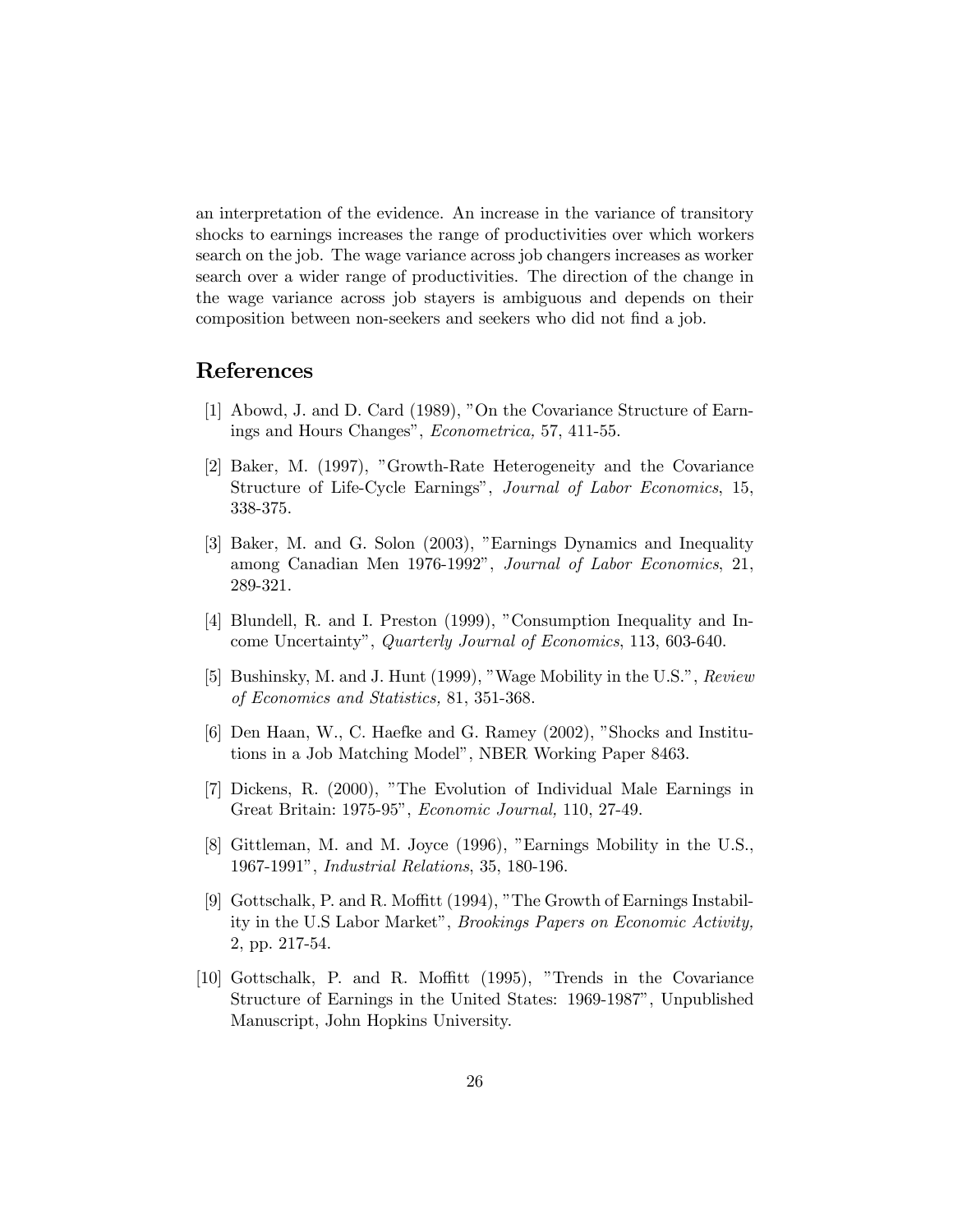an interpretation of the evidence. An increase in the variance of transitory shocks to earnings increases the range of productivities over which workers search on the job. The wage variance across job changers increases as worker search over a wider range of productivities. The direction of the change in the wage variance across job stayers is ambiguous and depends on their composition between non-seekers and seekers who did not find a job.

## References

[1] Abowd, J. and D. Card (1989), "On the Covariance Structure of Earnings and Hours Changes", *Econometrica,* 57, 411-55.

[2] Baker, M. (1997), "Growth-Rate Heterogeneity and the Covariance Structure of Life-Cycle Earnings", *Journal of Labor Economics*, 15, 338-375.

[3] Baker, M. and G. Solon (2003), "Earnings Dynamics and Inequality among Canadian Men 1976-1992", *Journal of Labor Economics*, 21, 289-321.

[4] Blundell, R. and I. Preston (1999), "Consumption Inequality and Income Uncertainty", *Quarterly Journal of Economics*, 113, 603-640.

[5] Bushinsky, M. and J. Hunt (1999), "Wage Mobility in the U.S.", *Review of Economics and Statistics,* 81, 351-368.

[6] Den Haan, W., C. Haefke and G. Ramey (2002), "Shocks and Institutions in a Job Matching Model", NBER Working Paper 8463.

[7] Dickens, R. (2000), "The Evolution of Individual Male Earnings in Great Britain: 1975-95", *Economic Journal,* 110, 27-49.

[8] Gittleman, M. and M. Joyce (1996), "Earnings Mobility in the U.S., 1967-1991", *Industrial Relations*, 35, 180-196.

[9] Gottschalk, P. and R. Moffitt (1994), "The Growth of Earnings Instability in the U.S Labor Market", *Brookings Papers on Economic Activity,* 2, pp. 217-54.

[10] Gottschalk, P. and R. Moffitt (1995), "Trends in the Covariance Structure of Earnings in the United States: 1969-1987", Unpublished Manuscript, John Hopkins University.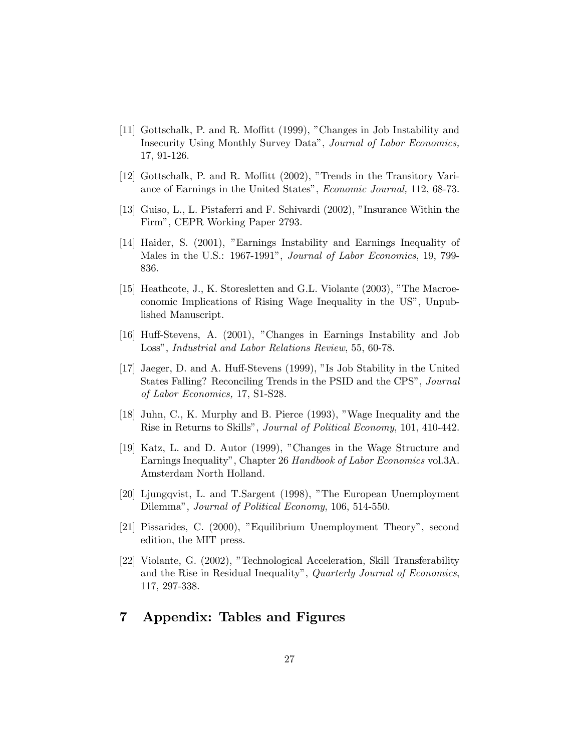[11] Gottschalk, P. and R. Moffitt (1999), "Changes in Job Instability and Insecurity Using Monthly Survey Data", *Journal of Labor Economics,* 17, 91-126.

[12] Gottschalk, P. and R. Moffitt (2002), "Trends in the Transitory Variance of Earnings in the United States", *Economic Journal,* 112, 68-73.

[13] Guiso, L., L. Pistaferri and F. Schivardi (2002), "Insurance Within the Firm", CEPR Working Paper 2793.

[14] Haider, S. (2001), "Earnings Instability and Earnings Inequality of Males in the U.S.: 1967-1991", *Journal of Labor Economics*, 19, 799-836.

[15] Heathcote, J., K. Storesletten and G.L. Violante (2003), "The Macroeconomic Implications of Rising Wage Inequality in the US", Unpublished Manuscript.

[16] Huff-Stevens, A. (2001), "Changes in Earnings Instability and Job Loss", *Industrial and Labor Relations Review*, 55, 60-78.

[17] Jaeger, D. and A. Huff-Stevens (1999), "Is Job Stability in the United States Falling? Reconciling Trends in the PSID and the CPS", *Journal of Labor Economics,* 17, S1-S28.

[18] Juhn, C., K. Murphy and B. Pierce (1993), "Wage Inequality and the Rise in Returns to Skills", *Journal of Political Economy*, 101, 410-442.

[19] Katz, L. and D. Autor (1999), "Changes in the Wage Structure and Earnings Inequality", Chapter 26 *Handbook of Labor Economics* vol.3A. Amsterdam North Holland.

[20] Ljungqvist, L. and T.Sargent (1998), "The European Unemployment Dilemma", *Journal of Political Economy*, 106, 514-550.

[21] Pissarides, C. (2000), "Equilibrium Unemployment Theory", second edition, the MIT press.

[22] Violante, G. (2002), "Technological Acceleration, Skill Transferability and the Rise in Residual Inequality", *Quarterly Journal of Economics*, 117, 297-338.

# 7 Appendix: Tables and Figures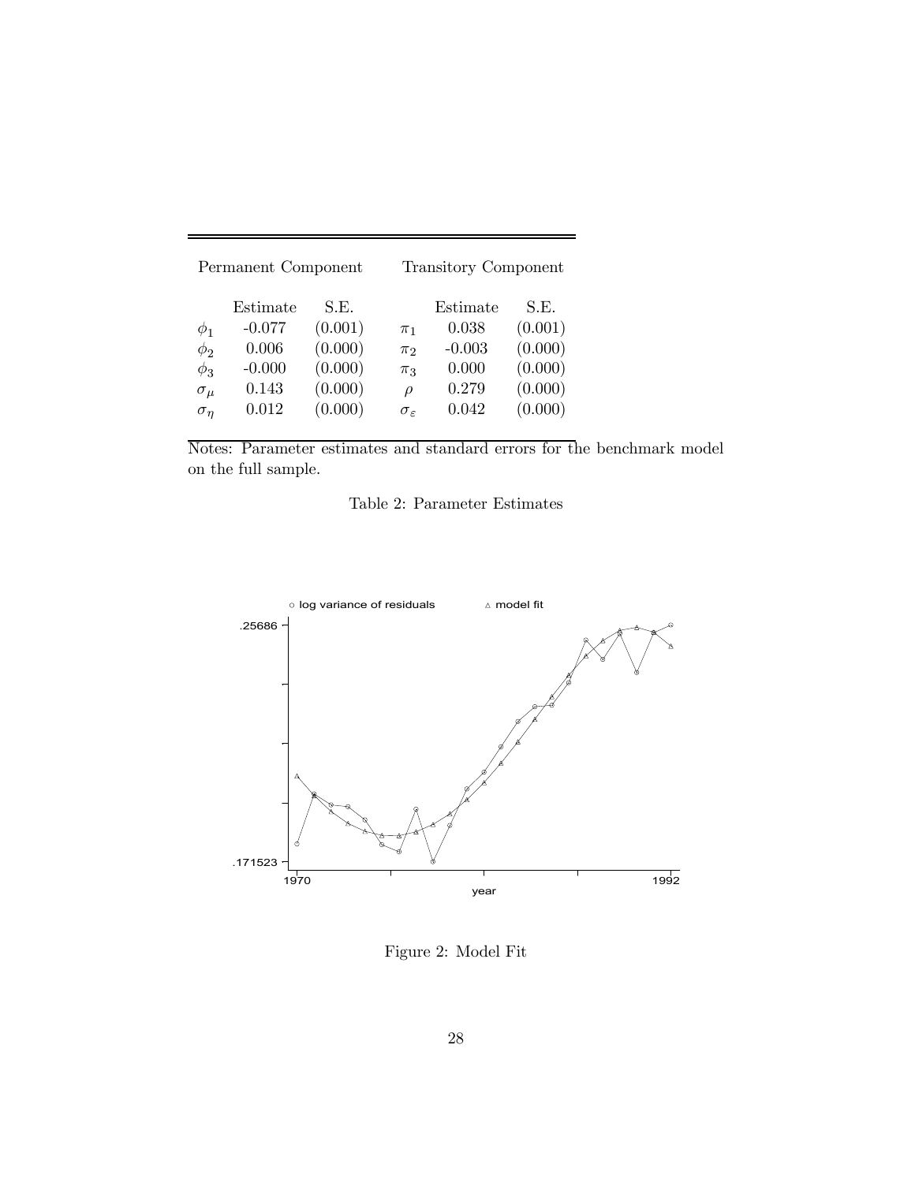| Permanent Component | | | Transitory Component | | |
|---|---|---|---|---|---|
| | Estimate | S.E. | | Estimate | S.E. |
| $\phi_1$ | -0.077 | (0.001) | $\pi_1$ | 0.038 | (0.001) |
| $\phi_2$ | 0.006 | (0.000) | $\pi_2$ | -0.003 | (0.000) |
| $\phi_3$ | -0.000 | (0.000) | $\pi_3$ | 0.000 | (0.000) |
| $\sigma_\mu$ | 0.143 | (0.000) | $\rho$ | 0.279 | (0.000) |
| $\sigma_\eta$ | 0.012 | (0.000) | $\sigma_\varepsilon$ | 0.042 | (0.000) |

Notes: Parameter estimates and standard errors for the benchmark model on the full sample.

Table 2: Parameter Estimates

Figure 2: Model Fit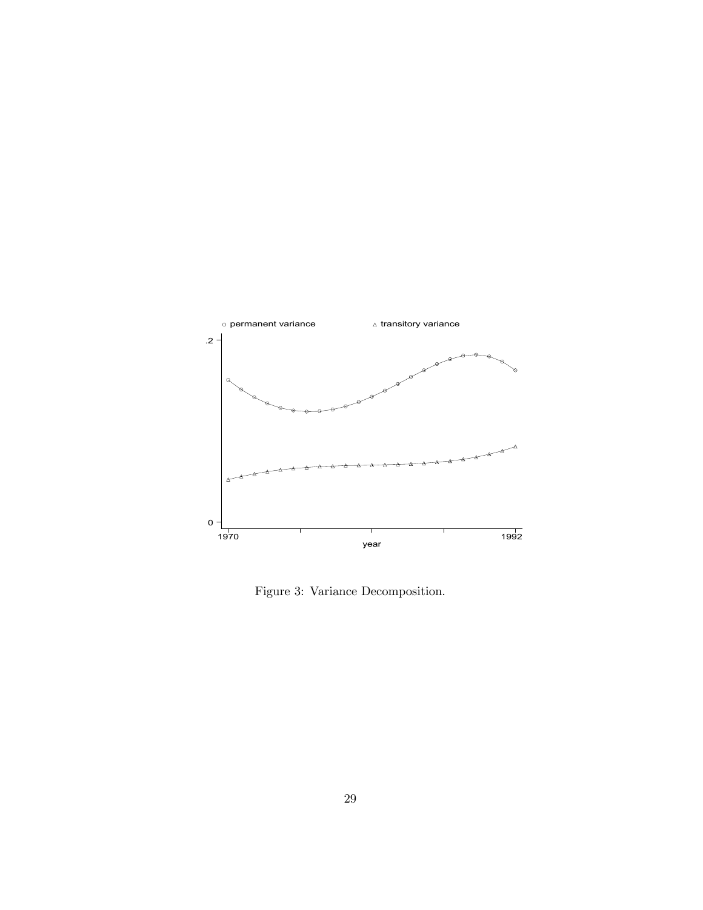Figure 3: Variance Decomposition.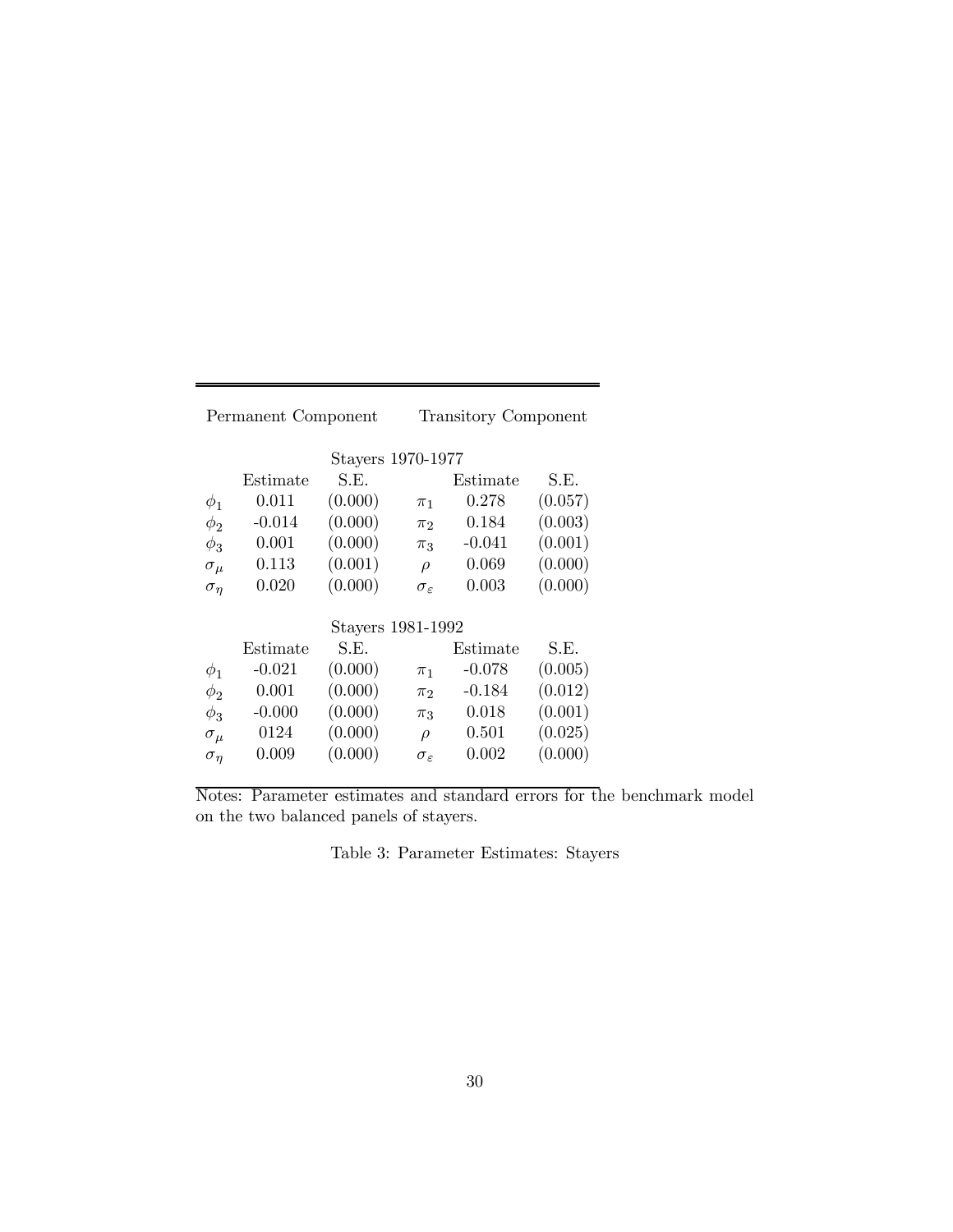| Permanent Component | | | Transitory Component | | |
|---|---|---|---|---|---|
| Stayers 1970-1977 | | | | | |
| | Estimate | S.E. | | Estimate | S.E. |
| $\phi_1$ | 0.011 | (0.000) | $\pi_1$ | 0.278 | (0.057) |
| $\phi_2$ | -0.014 | (0.000) | $\pi_2$ | 0.184 | (0.003) |
| $\phi_3$ | 0.001 | (0.000) | $\pi_3$ | -0.041 | (0.001) |
| $\sigma_\mu$ | 0.113 | (0.001) | $\rho$ | 0.069 | (0.000) |
| $\sigma_\eta$ | 0.020 | (0.000) | $\sigma_\varepsilon$ | 0.003 | (0.000) |
| Stayers 1981-1992 | | | | | |
| | Estimate | S.E. | | Estimate | S.E. |
| $\phi_1$ | -0.021 | (0.000) | $\pi_1$ | -0.078 | (0.005) |
| $\phi_2$ | 0.001 | (0.000) | $\pi_2$ | -0.184 | (0.012) |
| $\phi_3$ | -0.000 | (0.000) | $\pi_3$ | 0.018 | (0.001) |
| $\sigma_\mu$ | 0124 | (0.000) | $\rho$ | 0.501 | (0.025) |
| $\sigma_\eta$ | 0.009 | (0.000) | $\sigma_\varepsilon$ | 0.002 | (0.000) |

Notes: Parameter estimates and standard errors for the benchmark model on the two balanced panels of stayers.

Table 3: Parameter Estimates: Stayers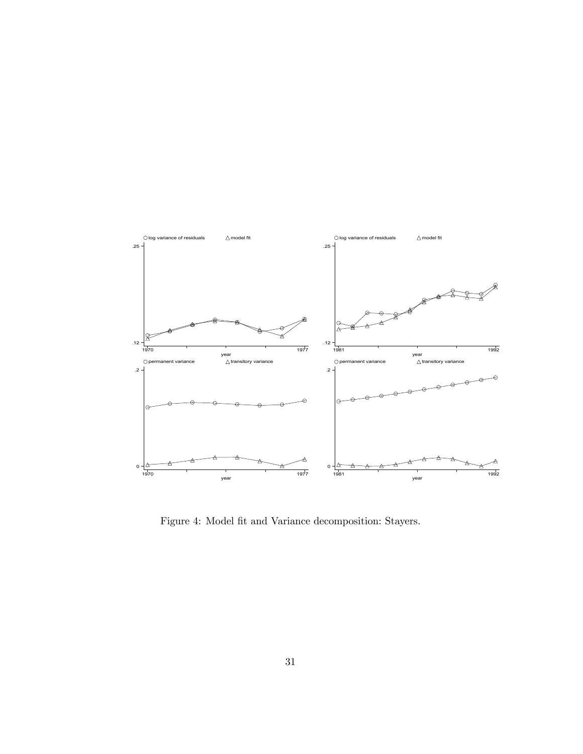Figure 4: Model fit and Variance decomposition: Stayers.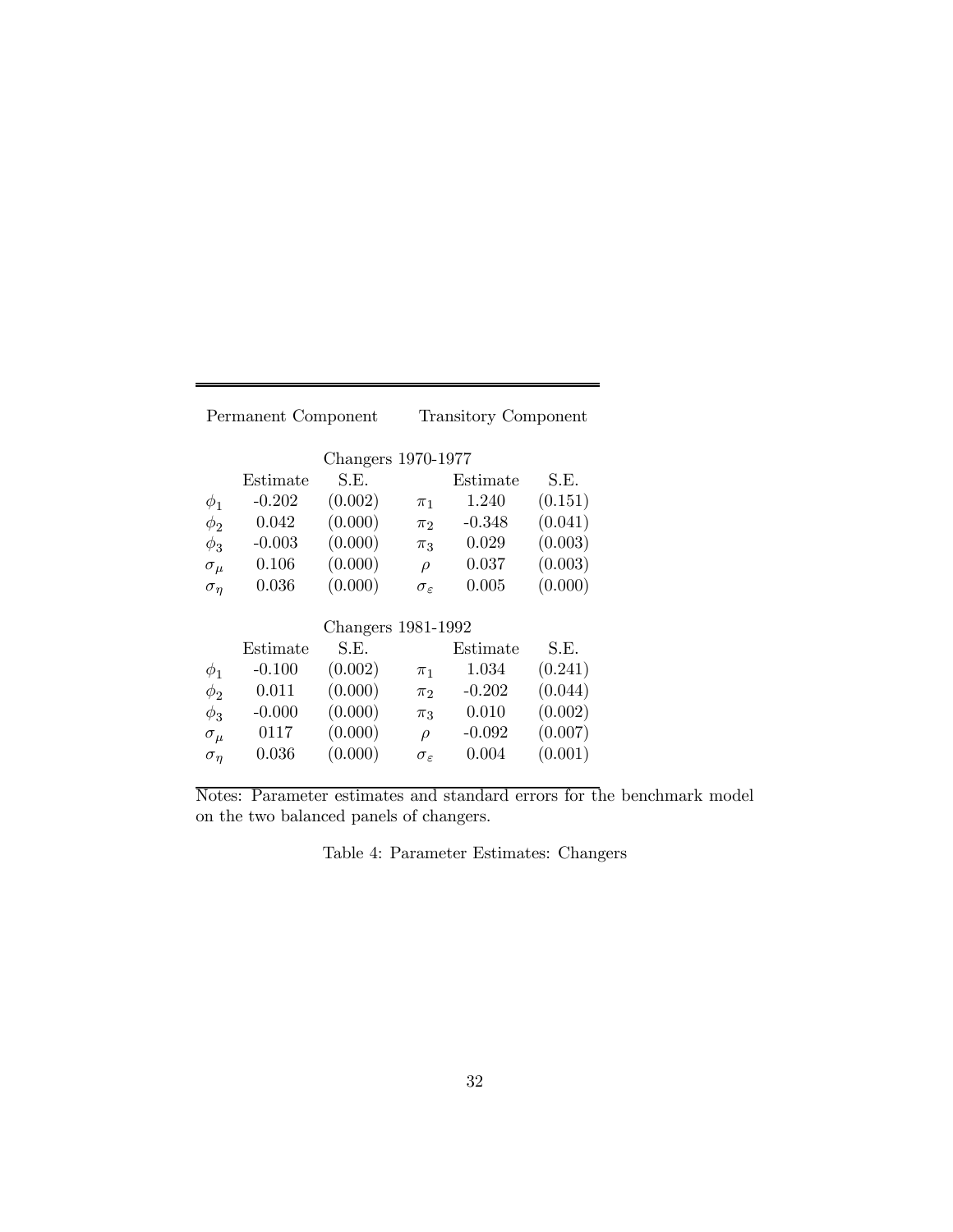| Permanent Component | | | Transitory Component | | |
|---|---|---|---|---|---|
| | | Changers 1970-1977 | | | |
| | Estimate | S.E. | | Estimate | S.E. |
| $\phi_1$ | -0.202 | (0.002) | $\pi_1$ | 1.240 | (0.151) |
| $\phi_2$ | 0.042 | (0.000) | $\pi_2$ | -0.348 | (0.041) |
| $\phi_3$ | -0.003 | (0.000) | $\pi_3$ | 0.029 | (0.003) |
| $\sigma_\mu$ | 0.106 | (0.000) | $\rho$ | 0.037 | (0.003) |
| $\sigma_\eta$ | 0.036 | (0.000) | $\sigma_\varepsilon$ | 0.005 | (0.000) |
| | | Changers 1981-1992 | | | |
| | Estimate | S.E. | | Estimate | S.E. |
| $\phi_1$ | -0.100 | (0.002) | $\pi_1$ | 1.034 | (0.241) |
| $\phi_2$ | 0.011 | (0.000) | $\pi_2$ | -0.202 | (0.044) |
| $\phi_3$ | -0.000 | (0.000) | $\pi_3$ | 0.010 | (0.002) |
| $\sigma_\mu$ | 0117 | (0.000) | $\rho$ | -0.092 | (0.007) |
| $\sigma_\eta$ | 0.036 | (0.000) | $\sigma_\varepsilon$ | 0.004 | (0.001) |

Notes: Parameter estimates and standard errors for the benchmark model on the two balanced panels of changers.

Table 4: Parameter Estimates: Changers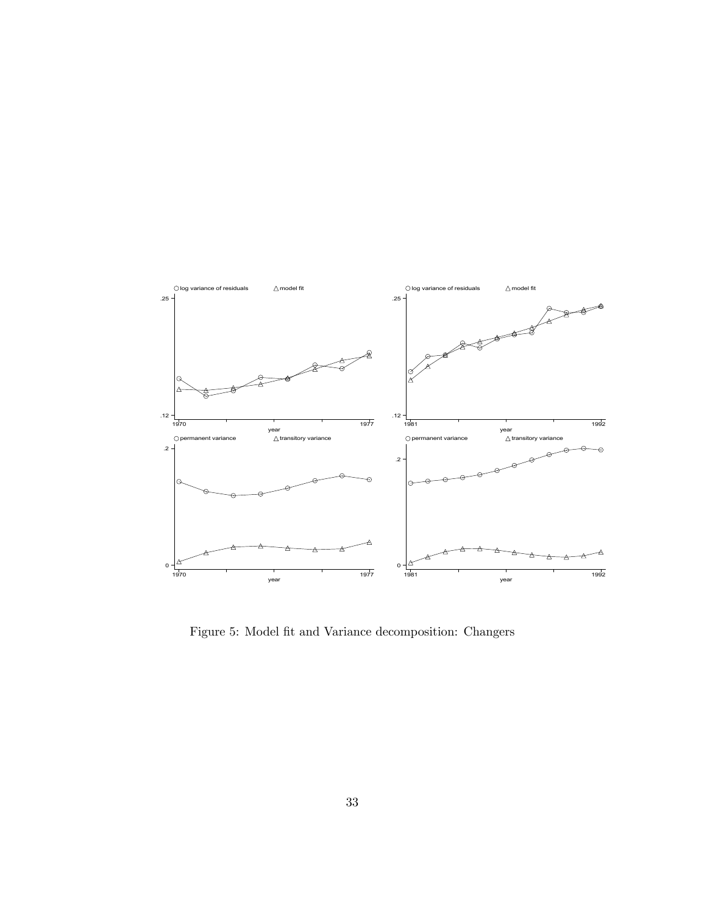Figure 5: Model fit and Variance decomposition: Changers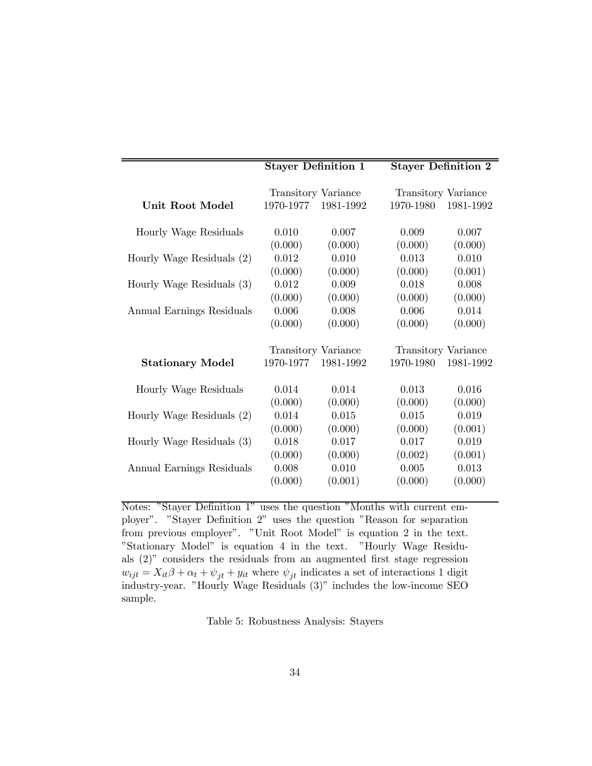| | Stayer Definition 1 | | Stayer Definition 2 | |
|---|---|---|---|---|
| | Transitory Variance | | Transitory Variance | |
| **Unit Root Model** | 1970-1977 | 1981-1992 | 1970-1980 | 1981-1992 |
| Hourly Wage Residuals | 0.010 | 0.007 | 0.009 | 0.007 |
| | (0.000) | (0.000) | (0.000) | (0.000) |
| Hourly Wage Residuals (2) | 0.012 | 0.010 | 0.013 | 0.010 |
| | (0.000) | (0.000) | (0.000) | (0.001) |
| Hourly Wage Residuals (3) | 0.012 | 0.009 | 0.018 | 0.008 |
| | (0.000) | (0.000) | (0.000) | (0.000) |
| Annual Earnings Residuals | 0.006 | 0.008 | 0.006 | 0.014 |
| | (0.000) | (0.000) | (0.000) | (0.000) |
| | Transitory Variance | | Transitory Variance | |
| **Stationary Model** | 1970-1977 | 1981-1992 | 1970-1980 | 1981-1992 |
| Hourly Wage Residuals | 0.014 | 0.014 | 0.013 | 0.016 |
| | (0.000) | (0.000) | (0.000) | (0.000) |
| Hourly Wage Residuals (2) | 0.014 | 0.015 | 0.015 | 0.019 |
| | (0.000) | (0.000) | (0.000) | (0.001) |
| Hourly Wage Residuals (3) | 0.018 | 0.017 | 0.017 | 0.019 |
| | (0.000) | (0.000) | (0.002) | (0.001) |
| Annual Earnings Residuals | 0.008 | 0.010 | 0.005 | 0.013 |
| | (0.000) | (0.001) | (0.000) | (0.000) |

Notes: "Stayer Definition 1" uses the question "Months with current employer". "Stayer Definition 2" uses the question "Reason for separation from previous employer". "Unit Root Model" is equation 2 in the text. "Stationary Model" is equation 4 in the text. "Hourly Wage Residuals (2)" considers the residuals from an augmented first stage regression $w_{ijt} = X_{it}\beta + \alpha_t + \psi_{jt} + y_{it}$ where $\psi_{jt}$ indicates a set of interactions 1 digit industry-year. "Hourly Wage Residuals (3)" includes the low-income SEO sample.

Table 5: Robustness Analysis: Stayers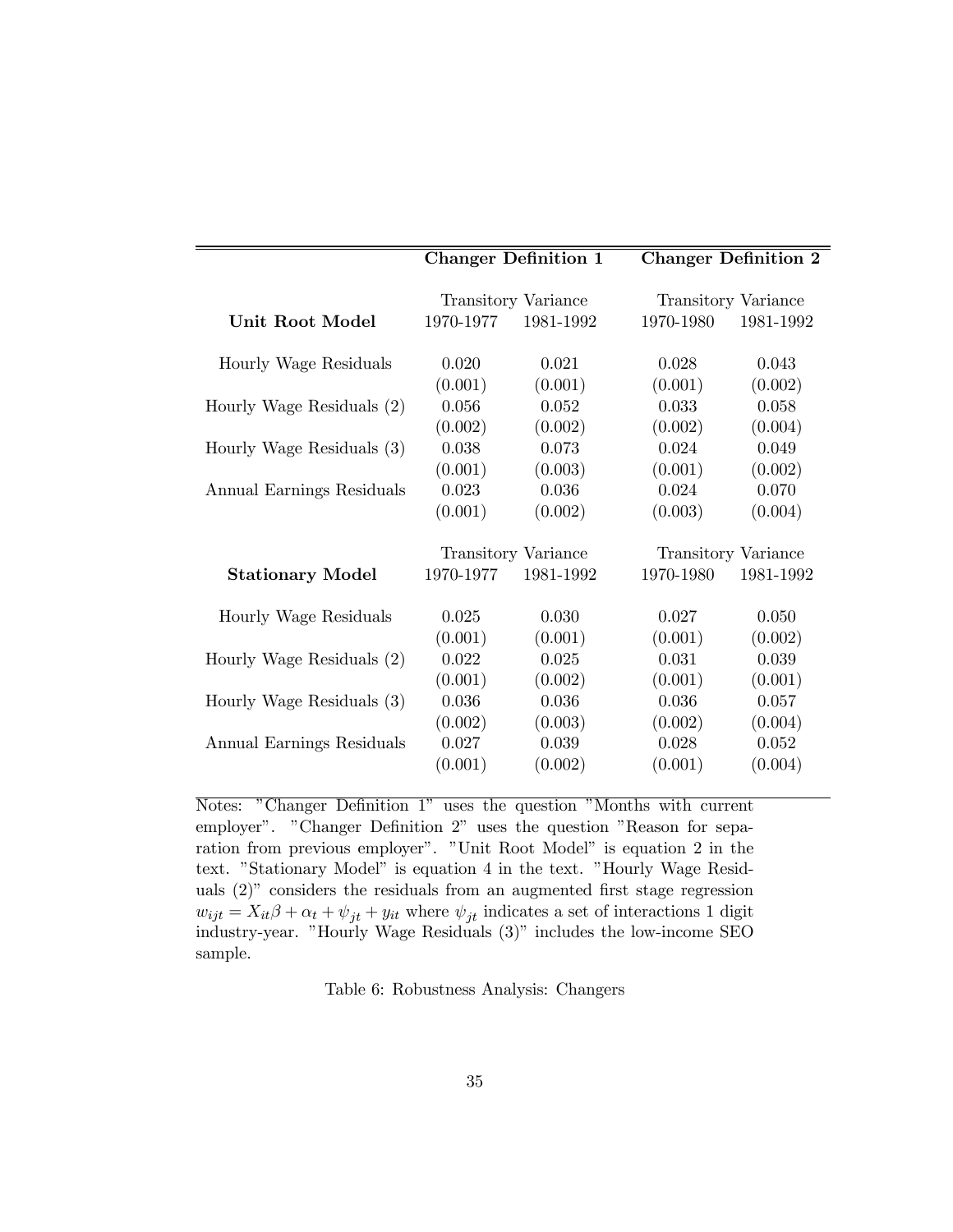| | Changer Definition 1 | | Changer Definition 2 | |
|---|---|---|---|---|
| | Transitory Variance | | Transitory Variance | |
| **Unit Root Model** | 1970-1977 | 1981-1992 | 1970-1980 | 1981-1992 |
| Hourly Wage Residuals | 0.020 | 0.021 | 0.028 | 0.043 |
| | (0.001) | (0.001) | (0.001) | (0.002) |
| Hourly Wage Residuals (2) | 0.056 | 0.052 | 0.033 | 0.058 |
| | (0.002) | (0.002) | (0.002) | (0.004) |
| Hourly Wage Residuals (3) | 0.038 | 0.073 | 0.024 | 0.049 |
| | (0.001) | (0.003) | (0.001) | (0.002) |
| Annual Earnings Residuals | 0.023 | 0.036 | 0.024 | 0.070 |
| | (0.001) | (0.002) | (0.003) | (0.004) |
| | Transitory Variance | | Transitory Variance | |
| **Stationary Model** | 1970-1977 | 1981-1992 | 1970-1980 | 1981-1992 |
| Hourly Wage Residuals | 0.025 | 0.030 | 0.027 | 0.050 |
| | (0.001) | (0.001) | (0.001) | (0.002) |
| Hourly Wage Residuals (2) | 0.022 | 0.025 | 0.031 | 0.039 |
| | (0.001) | (0.002) | (0.001) | (0.001) |
| Hourly Wage Residuals (3) | 0.036 | 0.036 | 0.036 | 0.057 |
| | (0.002) | (0.003) | (0.002) | (0.004) |
| Annual Earnings Residuals | 0.027 | 0.039 | 0.028 | 0.052 |
| | (0.001) | (0.002) | (0.001) | (0.004) |

Notes: "Changer Definition 1" uses the question "Months with current employer". "Changer Definition 2" uses the question "Reason for separation from previous employer". "Unit Root Model" is equation 2 in the text. "Stationary Model" is equation 4 in the text. "Hourly Wage Residuals (2)" considers the residuals from an augmented first stage regression $w_{ijt} = X_{it}\beta + \alpha_t + \psi_{jt} + y_{it}$ where $\psi_{jt}$ indicates a set of interactions 1 digit industry-year. "Hourly Wage Residuals (3)" includes the low-income SEO sample.

Table 6: Robustness Analysis: Changers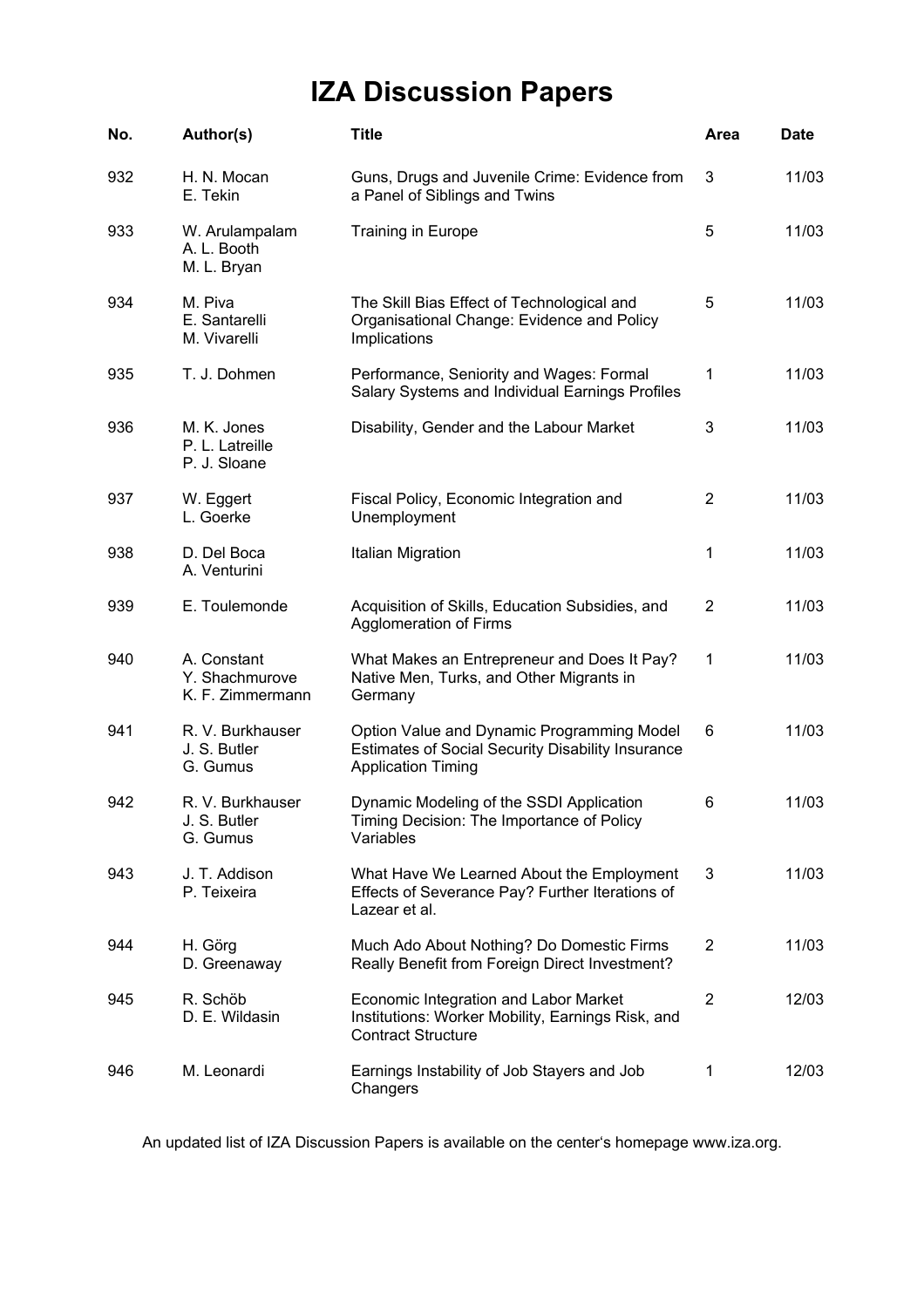# IZA Discussion Papers

| No. | Author(s) | Title | Area | Date |
|---|---|---|---|---|
| 932 | H. N. Mocan<br>E. Tekin | Guns, Drugs and Juvenile Crime: Evidence from a Panel of Siblings and Twins | 3 | 11/03 |
| 933 | W. Arulampalam<br>A. L. Booth<br>M. L. Bryan | Training in Europe | 5 | 11/03 |
| 934 | M. Piva<br>E. Santarelli<br>M. Vivarelli | The Skill Bias Effect of Technological and Organisational Change: Evidence and Policy Implications | 5 | 11/03 |
| 935 | T. J. Dohmen | Performance, Seniority and Wages: Formal Salary Systems and Individual Earnings Profiles | 1 | 11/03 |
| 936 | M. K. Jones<br>P. L. Latreille<br>P. J. Sloane | Disability, Gender and the Labour Market | 3 | 11/03 |
| 937 | W. Eggert<br>L. Goerke | Fiscal Policy, Economic Integration and Unemployment | 2 | 11/03 |
| 938 | D. Del Boca<br>A. Venturini | Italian Migration | 1 | 11/03 |
| 939 | E. Toulemonde | Acquisition of Skills, Education Subsidies, and Agglomeration of Firms | 2 | 11/03 |
| 940 | A. Constant<br>Y. Shachmurove<br>K. F. Zimmermann | What Makes an Entrepreneur and Does It Pay? Native Men, Turks, and Other Migrants in Germany | 1 | 11/03 |
| 941 | R. V. Burkhauser<br>J. S. Butler<br>G. Gumus | Option Value and Dynamic Programming Model Estimates of Social Security Disability Insurance Application Timing | 6 | 11/03 |
| 942 | R. V. Burkhauser<br>J. S. Butler<br>G. Gumus | Dynamic Modeling of the SSDI Application Timing Decision: The Importance of Policy Variables | 6 | 11/03 |
| 943 | J. T. Addison<br>P. Teixeira | What Have We Learned About the Employment Effects of Severance Pay? Further Iterations of Lazear et al. | 3 | 11/03 |
| 944 | H. Görg<br>D. Greenaway | Much Ado About Nothing? Do Domestic Firms Really Benefit from Foreign Direct Investment? | 2 | 11/03 |
| 945 | R. Schöb<br>D. E. Wildasin | Economic Integration and Labor Market Institutions: Worker Mobility, Earnings Risk, and Contract Structure | 2 | 12/03 |
| 946 | M. Leonardi | Earnings Instability of Job Stayers and Job Changers | 1 | 12/03 |

An updated list of IZA Discussion Papers is available on the center's homepage www.iza.org.